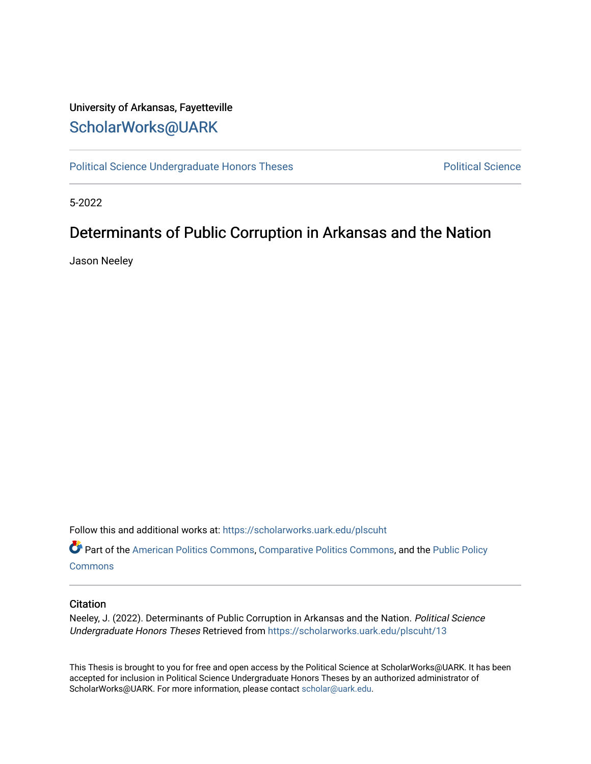University of Arkansas, Fayetteville

ScholarWorks@UARK

Political Science Undergraduate Honors Theses | Political Science

5-2022

# Determinants of Public Corruption in Arkansas and the Nation

Jason Neeley

Follow this and additional works at: https://scholarworks.uark.edu/plscuht

Part of the American Politics Commons, Comparative Politics Commons, and the Public Policy Commons

## Citation

Neeley, J. (2022). Determinants of Public Corruption in Arkansas and the Nation. *Political Science Undergraduate Honors Theses* Retrieved from https://scholarworks.uark.edu/plscuht/13

This Thesis is brought to you for free and open access by the Political Science at ScholarWorks@UARK. It has been accepted for inclusion in Political Science Undergraduate Honors Theses by an authorized administrator of ScholarWorks@UARK. For more information, please contact scholar@uark.edu.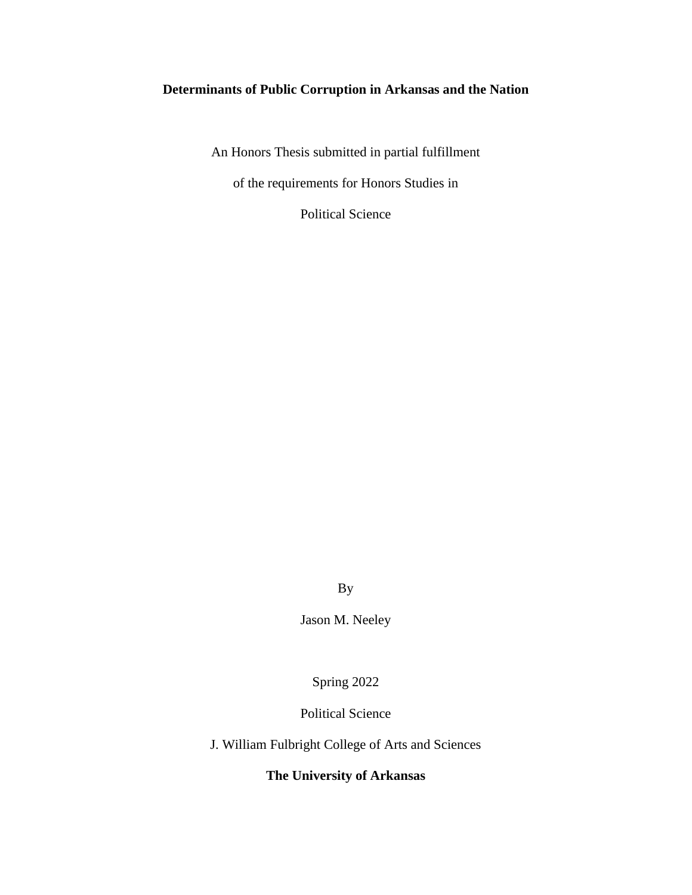**Determinants of Public Corruption in Arkansas and the Nation**

An Honors Thesis submitted in partial fulfillment

of the requirements for Honors Studies in

Political Science

By

Jason M. Neeley

Spring 2022

Political Science

J. William Fulbright College of Arts and Sciences

**The University of Arkansas**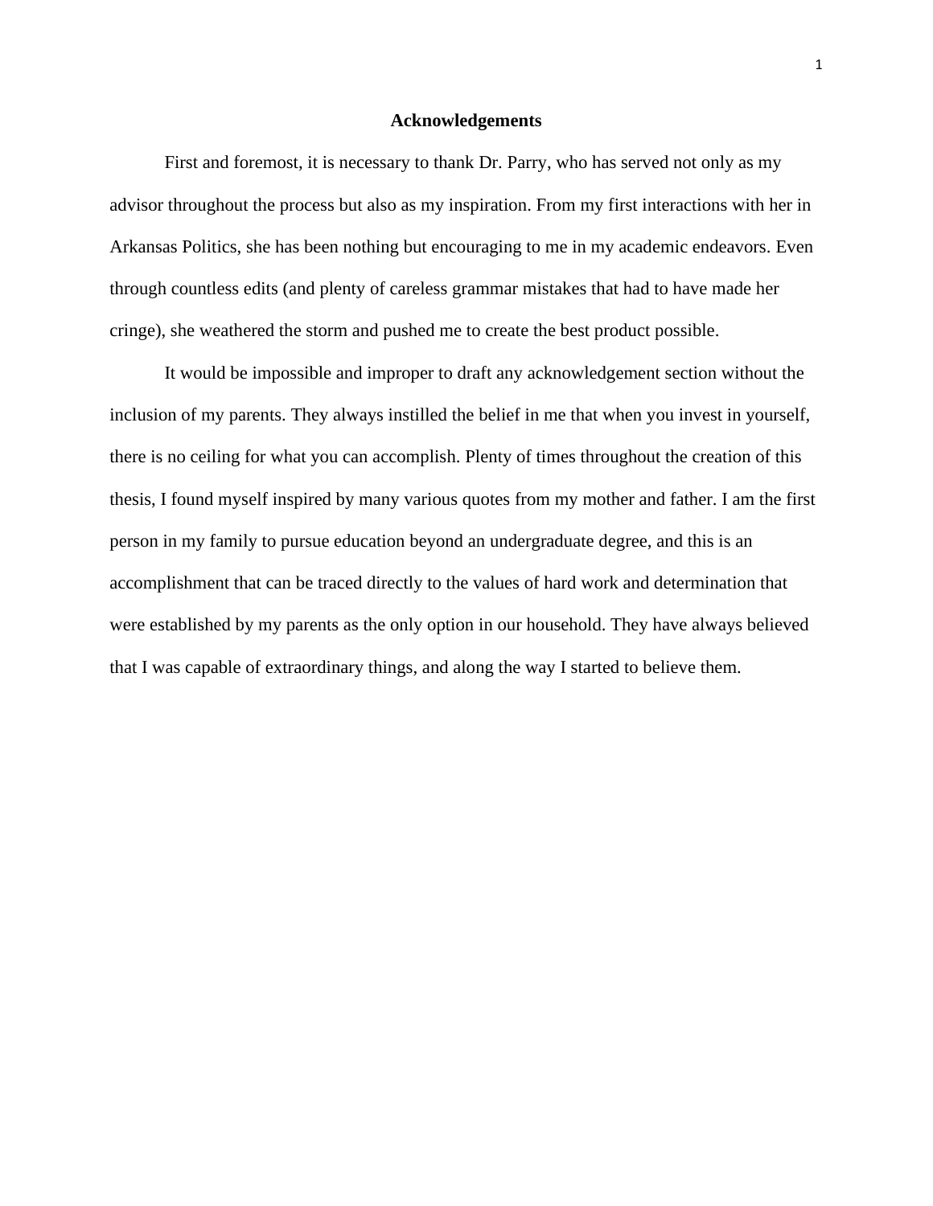# Acknowledgements

First and foremost, it is necessary to thank Dr. Parry, who has served not only as my advisor throughout the process but also as my inspiration. From my first interactions with her in Arkansas Politics, she has been nothing but encouraging to me in my academic endeavors. Even through countless edits (and plenty of careless grammar mistakes that had to have made her cringe), she weathered the storm and pushed me to create the best product possible.

It would be impossible and improper to draft any acknowledgement section without the inclusion of my parents. They always instilled the belief in me that when you invest in yourself, there is no ceiling for what you can accomplish. Plenty of times throughout the creation of this thesis, I found myself inspired by many various quotes from my mother and father. I am the first person in my family to pursue education beyond an undergraduate degree, and this is an accomplishment that can be traced directly to the values of hard work and determination that were established by my parents as the only option in our household. They have always believed that I was capable of extraordinary things, and along the way I started to believe them.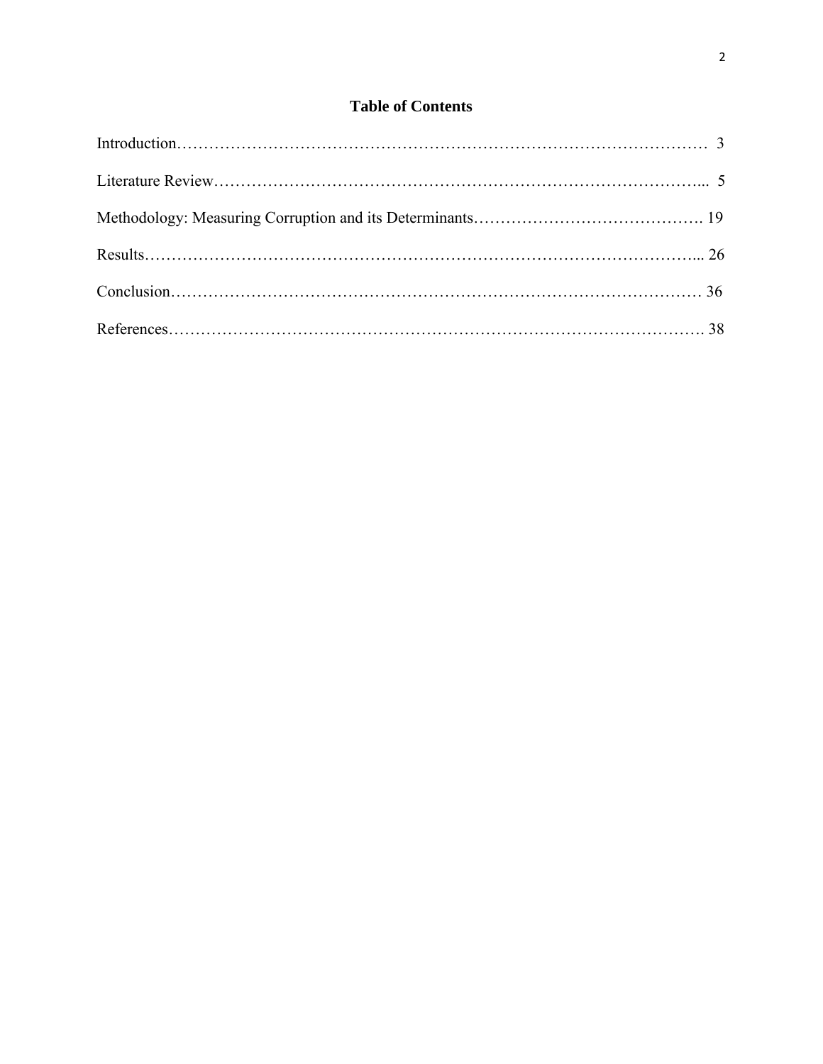# Table of Contents

Introduction………………………………………………………………………………………… 3

Literature Review……………………………………………………………………………….... 5

Methodology: Measuring Corruption and its Determinants……………………………………. 19

Results……………………………………………………………………………………………... 26

Conclusion……………………………………………………………………………………… 36

References………………………………………………………………………………………. 38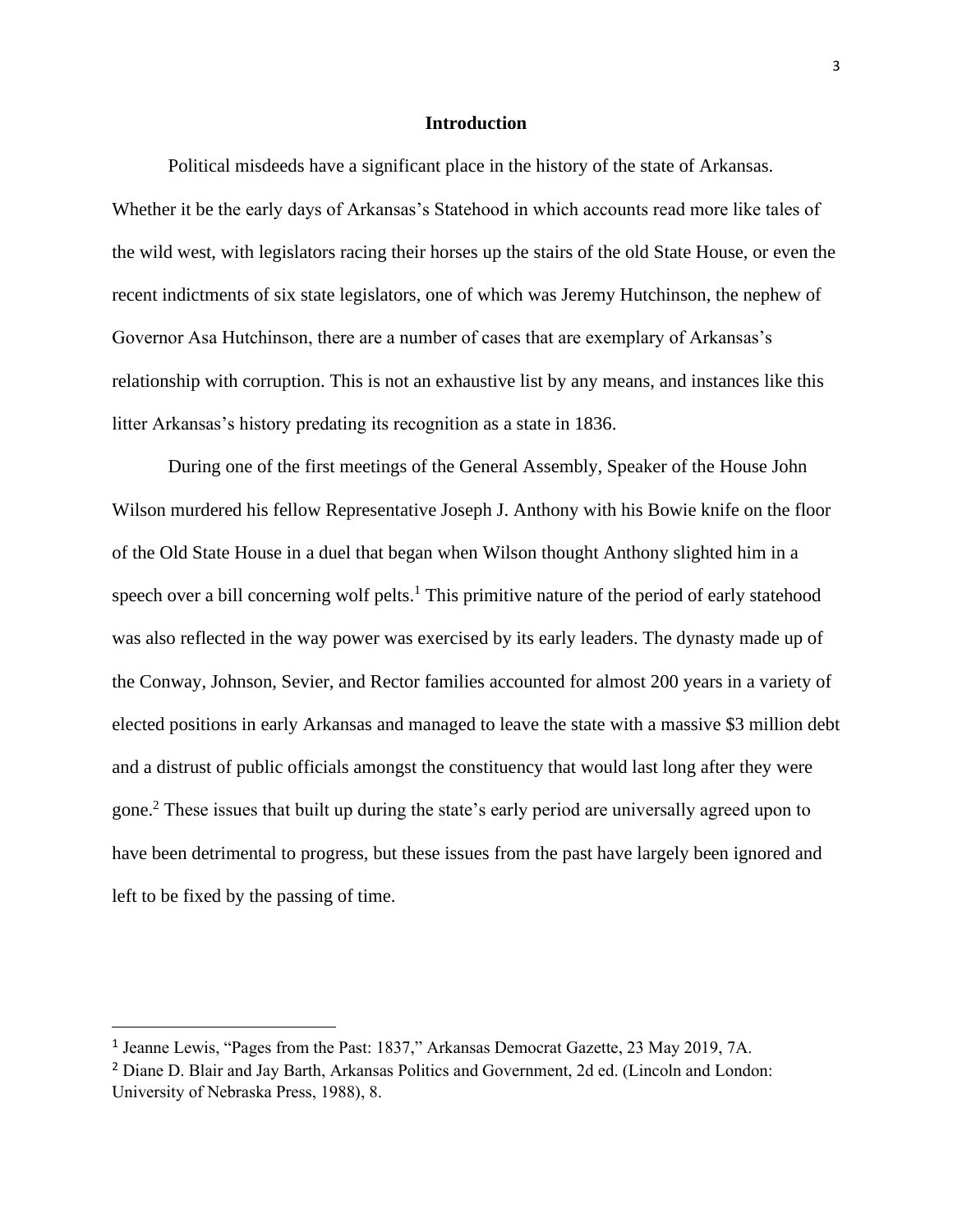## Introduction

Political misdeeds have a significant place in the history of the state of Arkansas. Whether it be the early days of Arkansas's Statehood in which accounts read more like tales of the wild west, with legislators racing their horses up the stairs of the old State House, or even the recent indictments of six state legislators, one of which was Jeremy Hutchinson, the nephew of Governor Asa Hutchinson, there are a number of cases that are exemplary of Arkansas's relationship with corruption. This is not an exhaustive list by any means, and instances like this litter Arkansas's history predating its recognition as a state in 1836.

During one of the first meetings of the General Assembly, Speaker of the House John Wilson murdered his fellow Representative Joseph J. Anthony with his Bowie knife on the floor of the Old State House in a duel that began when Wilson thought Anthony slighted him in a speech over a bill concerning wolf pelts.[1] This primitive nature of the period of early statehood was also reflected in the way power was exercised by its early leaders. The dynasty made up of the Conway, Johnson, Sevier, and Rector families accounted for almost 200 years in a variety of elected positions in early Arkansas and managed to leave the state with a massive $3 million debt and a distrust of public officials amongst the constituency that would last long after they were gone.[2] These issues that built up during the state's early period are universally agreed upon to have been detrimental to progress, but these issues from the past have largely been ignored and left to be fixed by the passing of time.

---

[1] Jeanne Lewis, "Pages from the Past: 1837," Arkansas Democrat Gazette, 23 May 2019, 7A.

[2] Diane D. Blair and Jay Barth, Arkansas Politics and Government, 2d ed. (Lincoln and London: University of Nebraska Press, 1988), 8.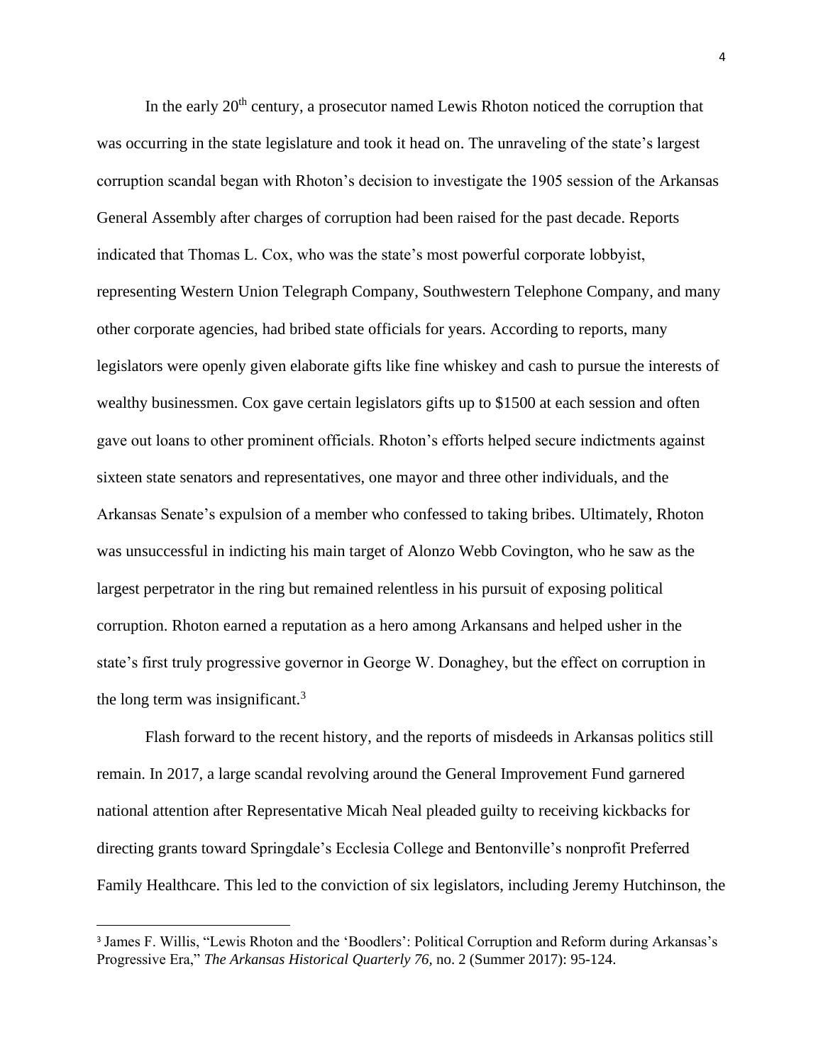In the early 20th century, a prosecutor named Lewis Rhoton noticed the corruption that was occurring in the state legislature and took it head on. The unraveling of the state's largest corruption scandal began with Rhoton's decision to investigate the 1905 session of the Arkansas General Assembly after charges of corruption had been raised for the past decade. Reports indicated that Thomas L. Cox, who was the state's most powerful corporate lobbyist, representing Western Union Telegraph Company, Southwestern Telephone Company, and many other corporate agencies, had bribed state officials for years. According to reports, many legislators were openly given elaborate gifts like fine whiskey and cash to pursue the interests of wealthy businessmen. Cox gave certain legislators gifts up to $1500 at each session and often gave out loans to other prominent officials. Rhoton's efforts helped secure indictments against sixteen state senators and representatives, one mayor and three other individuals, and the Arkansas Senate's expulsion of a member who confessed to taking bribes. Ultimately, Rhoton was unsuccessful in indicting his main target of Alonzo Webb Covington, who he saw as the largest perpetrator in the ring but remained relentless in his pursuit of exposing political corruption. Rhoton earned a reputation as a hero among Arkansans and helped usher in the state's first truly progressive governor in George W. Donaghey, but the effect on corruption in the long term was insignificant.[3]

Flash forward to the recent history, and the reports of misdeeds in Arkansas politics still remain. In 2017, a large scandal revolving around the General Improvement Fund garnered national attention after Representative Micah Neal pleaded guilty to receiving kickbacks for directing grants toward Springdale's Ecclesia College and Bentonville's nonprofit Preferred Family Healthcare. This led to the conviction of six legislators, including Jeremy Hutchinson, the

---

[3] James F. Willis, "Lewis Rhoton and the 'Boodlers': Political Corruption and Reform during Arkansas's Progressive Era," *The Arkansas Historical Quarterly 76,* no. 2 (Summer 2017): 95-124.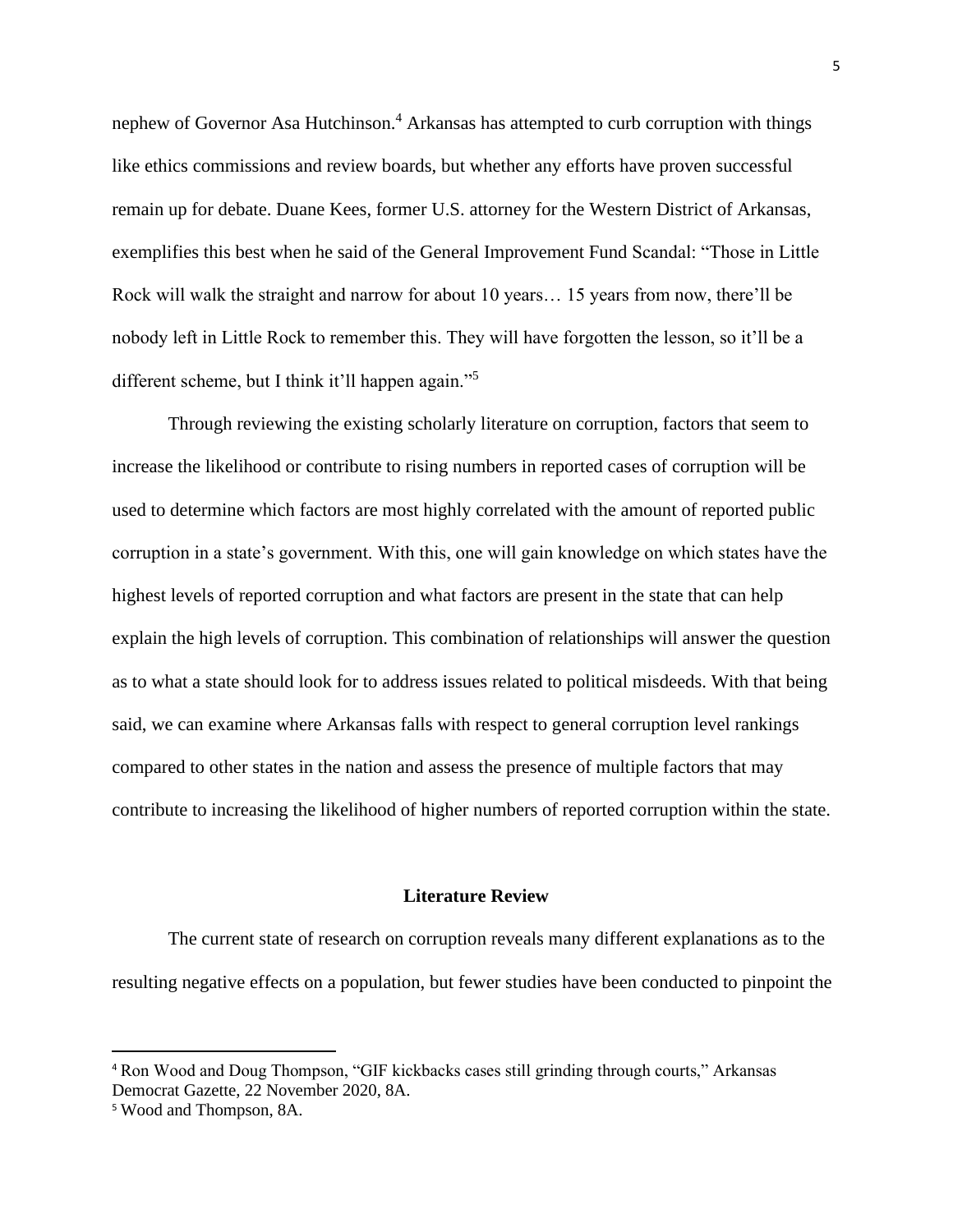nephew of Governor Asa Hutchinson.[4] Arkansas has attempted to curb corruption with things like ethics commissions and review boards, but whether any efforts have proven successful remain up for debate. Duane Kees, former U.S. attorney for the Western District of Arkansas, exemplifies this best when he said of the General Improvement Fund Scandal: "Those in Little Rock will walk the straight and narrow for about 10 years… 15 years from now, there'll be nobody left in Little Rock to remember this. They will have forgotten the lesson, so it'll be a different scheme, but I think it'll happen again."[5]

Through reviewing the existing scholarly literature on corruption, factors that seem to increase the likelihood or contribute to rising numbers in reported cases of corruption will be used to determine which factors are most highly correlated with the amount of reported public corruption in a state's government. With this, one will gain knowledge on which states have the highest levels of reported corruption and what factors are present in the state that can help explain the high levels of corruption. This combination of relationships will answer the question as to what a state should look for to address issues related to political misdeeds. With that being said, we can examine where Arkansas falls with respect to general corruption level rankings compared to other states in the nation and assess the presence of multiple factors that may contribute to increasing the likelihood of higher numbers of reported corruption within the state.

## Literature Review

The current state of research on corruption reveals many different explanations as to the resulting negative effects on a population, but fewer studies have been conducted to pinpoint the

---

[4] Ron Wood and Doug Thompson, "GIF kickbacks cases still grinding through courts," Arkansas Democrat Gazette, 22 November 2020, 8A.

[5] Wood and Thompson, 8A.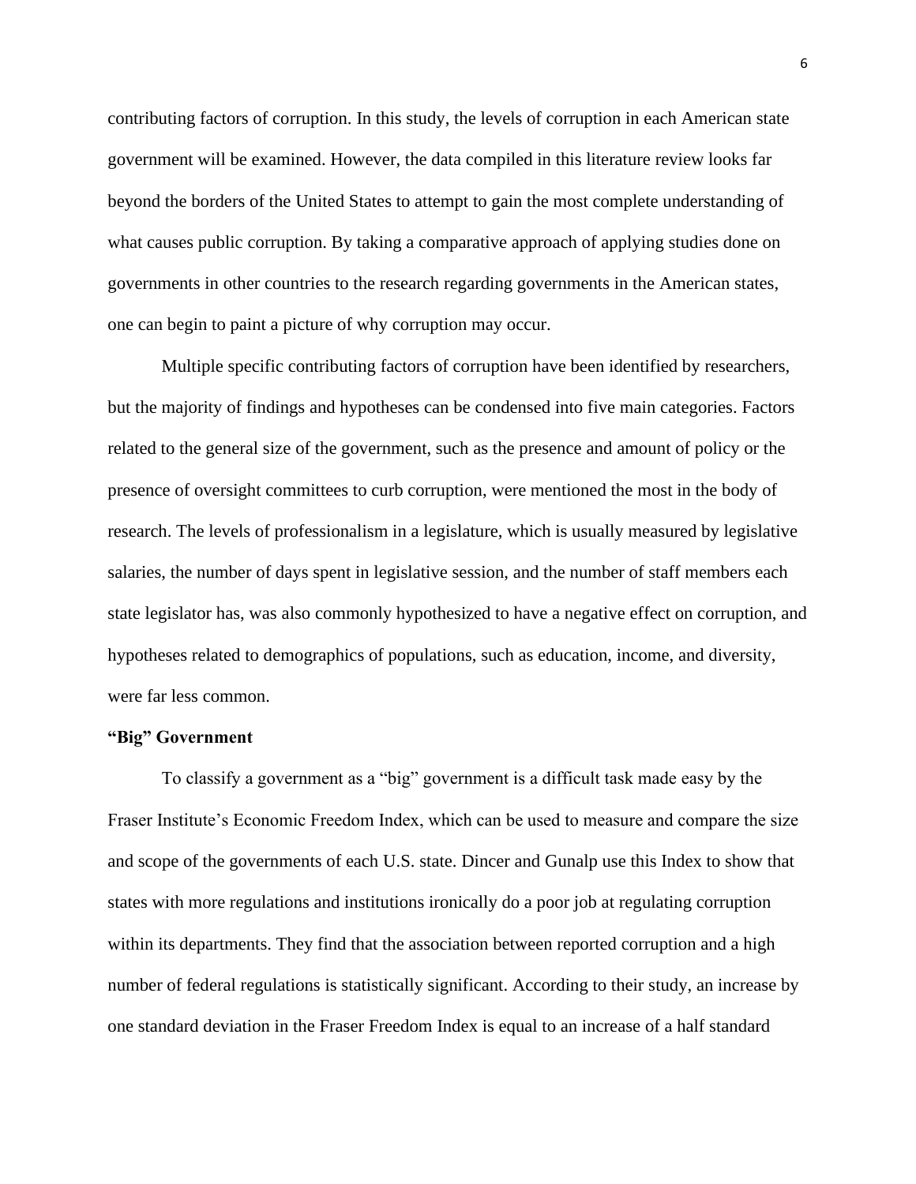contributing factors of corruption. In this study, the levels of corruption in each American state government will be examined. However, the data compiled in this literature review looks far beyond the borders of the United States to attempt to gain the most complete understanding of what causes public corruption. By taking a comparative approach of applying studies done on governments in other countries to the research regarding governments in the American states, one can begin to paint a picture of why corruption may occur.

Multiple specific contributing factors of corruption have been identified by researchers, but the majority of findings and hypotheses can be condensed into five main categories. Factors related to the general size of the government, such as the presence and amount of policy or the presence of oversight committees to curb corruption, were mentioned the most in the body of research. The levels of professionalism in a legislature, which is usually measured by legislative salaries, the number of days spent in legislative session, and the number of staff members each state legislator has, was also commonly hypothesized to have a negative effect on corruption, and hypotheses related to demographics of populations, such as education, income, and diversity, were far less common.

**"Big" Government**

To classify a government as a "big" government is a difficult task made easy by the Fraser Institute's Economic Freedom Index, which can be used to measure and compare the size and scope of the governments of each U.S. state. Dincer and Gunalp use this Index to show that states with more regulations and institutions ironically do a poor job at regulating corruption within its departments. They find that the association between reported corruption and a high number of federal regulations is statistically significant. According to their study, an increase by one standard deviation in the Fraser Freedom Index is equal to an increase of a half standard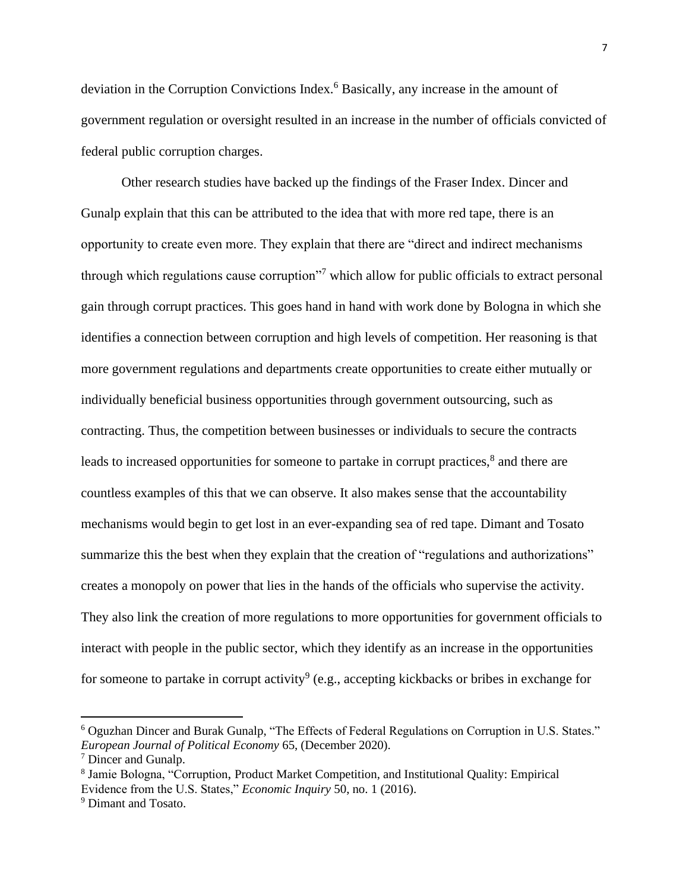deviation in the Corruption Convictions Index.[6] Basically, any increase in the amount of government regulation or oversight resulted in an increase in the number of officials convicted of federal public corruption charges.

Other research studies have backed up the findings of the Fraser Index. Dincer and Gunalp explain that this can be attributed to the idea that with more red tape, there is an opportunity to create even more. They explain that there are "direct and indirect mechanisms through which regulations cause corruption"[7] which allow for public officials to extract personal gain through corrupt practices. This goes hand in hand with work done by Bologna in which she identifies a connection between corruption and high levels of competition. Her reasoning is that more government regulations and departments create opportunities to create either mutually or individually beneficial business opportunities through government outsourcing, such as contracting. Thus, the competition between businesses or individuals to secure the contracts leads to increased opportunities for someone to partake in corrupt practices,[8] and there are countless examples of this that we can observe. It also makes sense that the accountability mechanisms would begin to get lost in an ever-expanding sea of red tape. Dimant and Tosato summarize this the best when they explain that the creation of "regulations and authorizations" creates a monopoly on power that lies in the hands of the officials who supervise the activity. They also link the creation of more regulations to more opportunities for government officials to interact with people in the public sector, which they identify as an increase in the opportunities for someone to partake in corrupt activity[9] (e.g., accepting kickbacks or bribes in exchange for

---

[6] Oguzhan Dincer and Burak Gunalp, "The Effects of Federal Regulations on Corruption in U.S. States." *European Journal of Political Economy* 65, (December 2020).

[7] Dincer and Gunalp.

[8] Jamie Bologna, "Corruption, Product Market Competition, and Institutional Quality: Empirical Evidence from the U.S. States," *Economic Inquiry* 50, no. 1 (2016).

[9] Dimant and Tosato.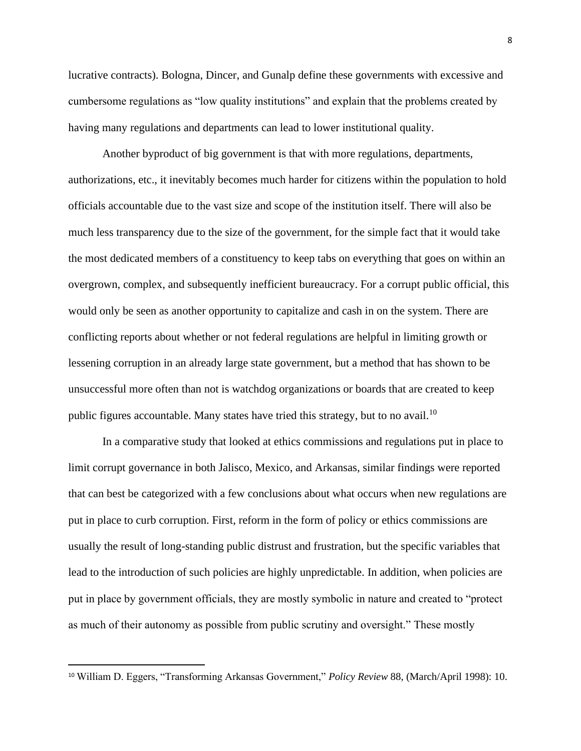lucrative contracts). Bologna, Dincer, and Gunalp define these governments with excessive and cumbersome regulations as "low quality institutions" and explain that the problems created by having many regulations and departments can lead to lower institutional quality.

Another byproduct of big government is that with more regulations, departments, authorizations, etc., it inevitably becomes much harder for citizens within the population to hold officials accountable due to the vast size and scope of the institution itself. There will also be much less transparency due to the size of the government, for the simple fact that it would take the most dedicated members of a constituency to keep tabs on everything that goes on within an overgrown, complex, and subsequently inefficient bureaucracy. For a corrupt public official, this would only be seen as another opportunity to capitalize and cash in on the system. There are conflicting reports about whether or not federal regulations are helpful in limiting growth or lessening corruption in an already large state government, but a method that has shown to be unsuccessful more often than not is watchdog organizations or boards that are created to keep public figures accountable. Many states have tried this strategy, but to no avail.[10]

In a comparative study that looked at ethics commissions and regulations put in place to limit corrupt governance in both Jalisco, Mexico, and Arkansas, similar findings were reported that can best be categorized with a few conclusions about what occurs when new regulations are put in place to curb corruption. First, reform in the form of policy or ethics commissions are usually the result of long-standing public distrust and frustration, but the specific variables that lead to the introduction of such policies are highly unpredictable. In addition, when policies are put in place by government officials, they are mostly symbolic in nature and created to "protect as much of their autonomy as possible from public scrutiny and oversight." These mostly

---

[10] William D. Eggers, "Transforming Arkansas Government," *Policy Review* 88, (March/April 1998): 10.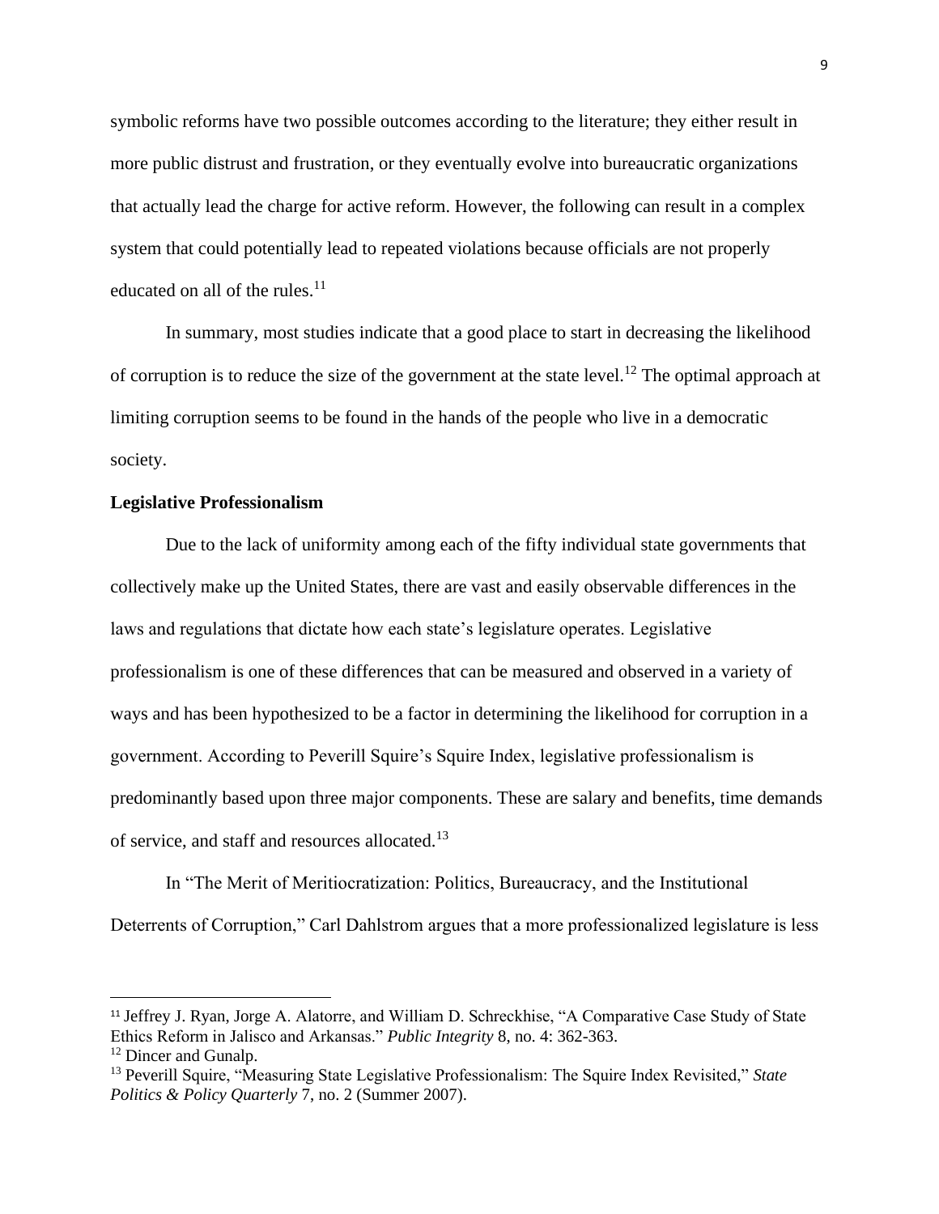symbolic reforms have two possible outcomes according to the literature; they either result in more public distrust and frustration, or they eventually evolve into bureaucratic organizations that actually lead the charge for active reform. However, the following can result in a complex system that could potentially lead to repeated violations because officials are not properly educated on all of the rules.[11]

In summary, most studies indicate that a good place to start in decreasing the likelihood of corruption is to reduce the size of the government at the state level.[12] The optimal approach at limiting corruption seems to be found in the hands of the people who live in a democratic society.

**Legislative Professionalism**

Due to the lack of uniformity among each of the fifty individual state governments that collectively make up the United States, there are vast and easily observable differences in the laws and regulations that dictate how each state's legislature operates. Legislative professionalism is one of these differences that can be measured and observed in a variety of ways and has been hypothesized to be a factor in determining the likelihood for corruption in a government. According to Peverill Squire's Squire Index, legislative professionalism is predominantly based upon three major components. These are salary and benefits, time demands of service, and staff and resources allocated.[13]

In "The Merit of Meritiocratization: Politics, Bureaucracy, and the Institutional Deterrents of Corruption," Carl Dahlstrom argues that a more professionalized legislature is less

---

[11] Jeffrey J. Ryan, Jorge A. Alatorre, and William D. Schreckhise, "A Comparative Case Study of State Ethics Reform in Jalisco and Arkansas." *Public Integrity* 8, no. 4: 362-363.

[12] Dincer and Gunalp.

[13] Peverill Squire, "Measuring State Legislative Professionalism: The Squire Index Revisited," *State Politics & Policy Quarterly* 7, no. 2 (Summer 2007).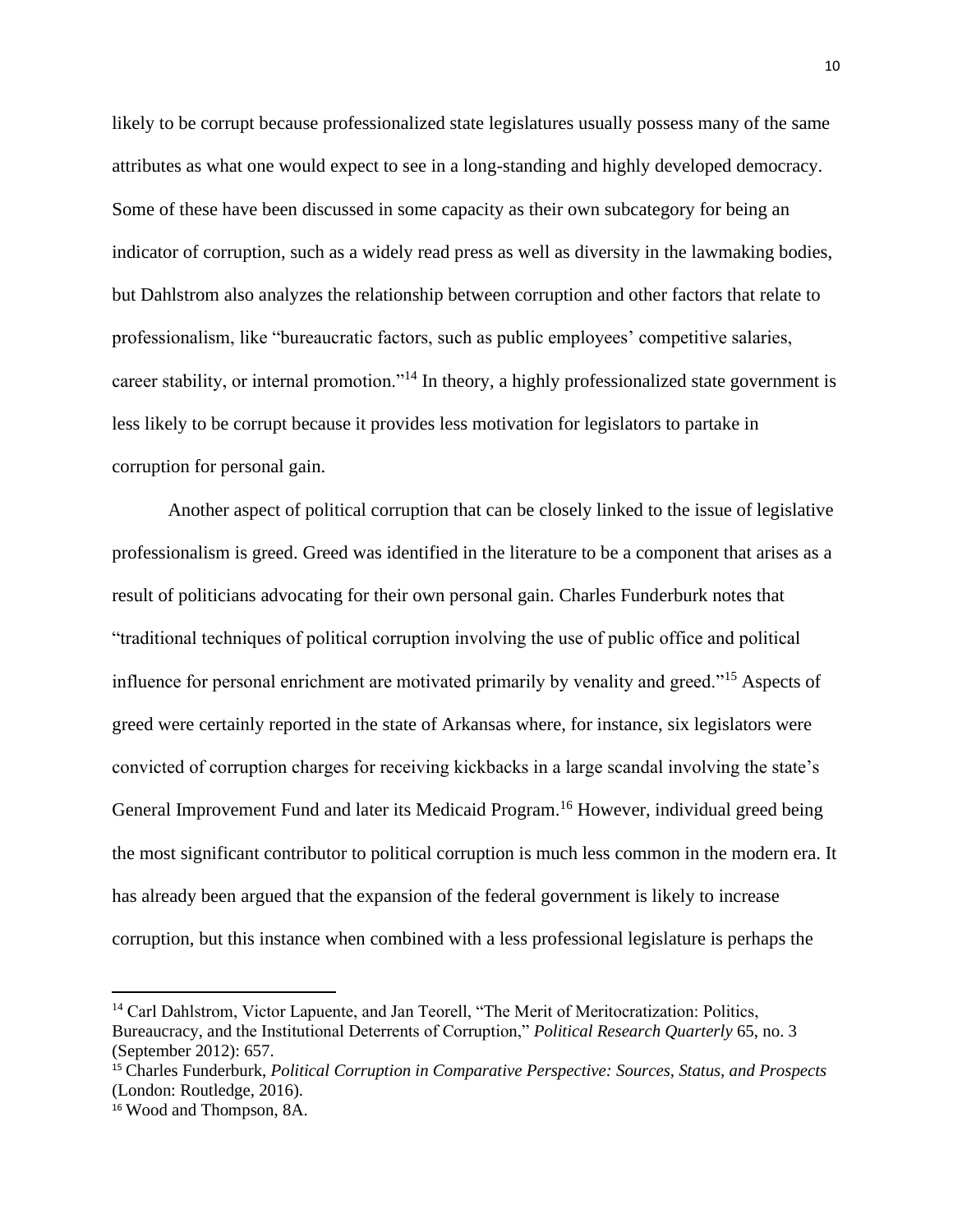likely to be corrupt because professionalized state legislatures usually possess many of the same attributes as what one would expect to see in a long-standing and highly developed democracy. Some of these have been discussed in some capacity as their own subcategory for being an indicator of corruption, such as a widely read press as well as diversity in the lawmaking bodies, but Dahlstrom also analyzes the relationship between corruption and other factors that relate to professionalism, like "bureaucratic factors, such as public employees' competitive salaries, career stability, or internal promotion."[14] In theory, a highly professionalized state government is less likely to be corrupt because it provides less motivation for legislators to partake in corruption for personal gain.

Another aspect of political corruption that can be closely linked to the issue of legislative professionalism is greed. Greed was identified in the literature to be a component that arises as a result of politicians advocating for their own personal gain. Charles Funderburk notes that "traditional techniques of political corruption involving the use of public office and political influence for personal enrichment are motivated primarily by venality and greed."[15] Aspects of greed were certainly reported in the state of Arkansas where, for instance, six legislators were convicted of corruption charges for receiving kickbacks in a large scandal involving the state's General Improvement Fund and later its Medicaid Program.[16] However, individual greed being the most significant contributor to political corruption is much less common in the modern era. It has already been argued that the expansion of the federal government is likely to increase corruption, but this instance when combined with a less professional legislature is perhaps the

[14] Carl Dahlstrom, Victor Lapuente, and Jan Teorell, "The Merit of Meritocratization: Politics, Bureaucracy, and the Institutional Deterrents of Corruption," *Political Research Quarterly* 65, no. 3 (September 2012): 657.

[15] Charles Funderburk, *Political Corruption in Comparative Perspective: Sources, Status, and Prospects* (London: Routledge, 2016).

[16] Wood and Thompson, 8A.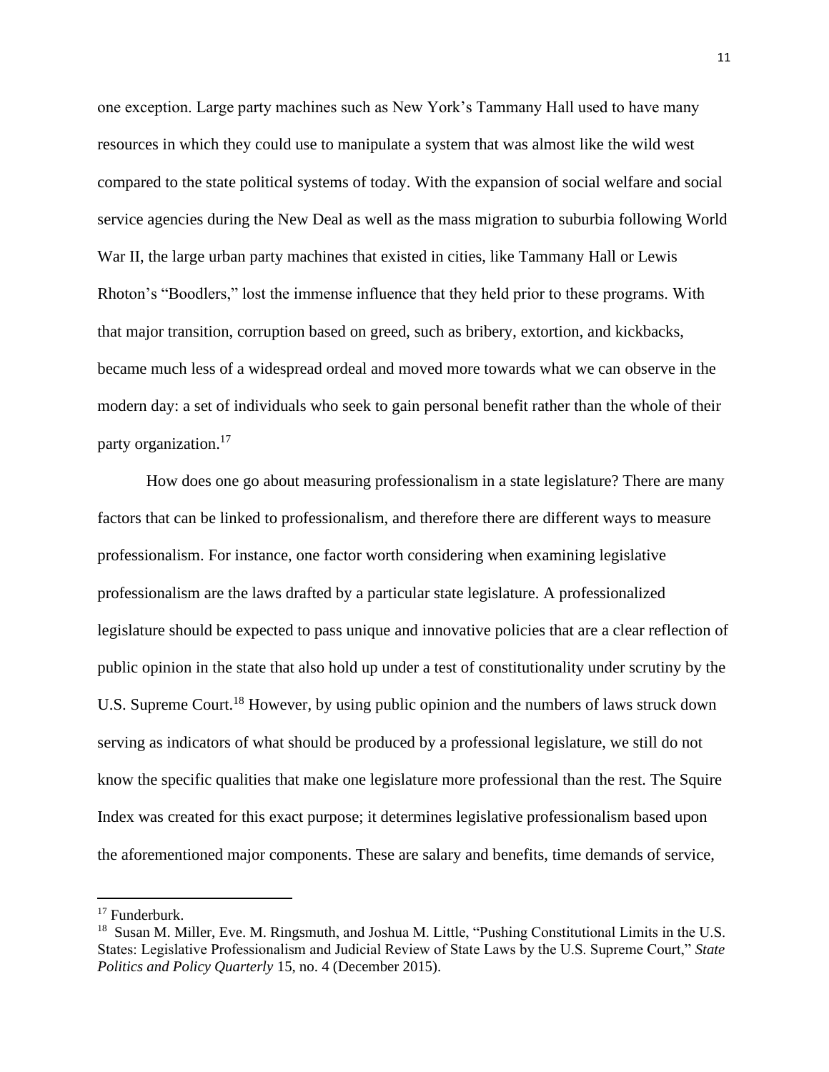one exception. Large party machines such as New York's Tammany Hall used to have many resources in which they could use to manipulate a system that was almost like the wild west compared to the state political systems of today. With the expansion of social welfare and social service agencies during the New Deal as well as the mass migration to suburbia following World War II, the large urban party machines that existed in cities, like Tammany Hall or Lewis Rhoton's "Boodlers," lost the immense influence that they held prior to these programs. With that major transition, corruption based on greed, such as bribery, extortion, and kickbacks, became much less of a widespread ordeal and moved more towards what we can observe in the modern day: a set of individuals who seek to gain personal benefit rather than the whole of their party organization.[17]

How does one go about measuring professionalism in a state legislature? There are many factors that can be linked to professionalism, and therefore there are different ways to measure professionalism. For instance, one factor worth considering when examining legislative professionalism are the laws drafted by a particular state legislature. A professionalized legislature should be expected to pass unique and innovative policies that are a clear reflection of public opinion in the state that also hold up under a test of constitutionality under scrutiny by the U.S. Supreme Court.[18] However, by using public opinion and the numbers of laws struck down serving as indicators of what should be produced by a professional legislature, we still do not know the specific qualities that make one legislature more professional than the rest. The Squire Index was created for this exact purpose; it determines legislative professionalism based upon the aforementioned major components. These are salary and benefits, time demands of service,

---

[17] Funderburk.

[18] Susan M. Miller, Eve. M. Ringsmuth, and Joshua M. Little, "Pushing Constitutional Limits in the U.S. States: Legislative Professionalism and Judicial Review of State Laws by the U.S. Supreme Court," *State Politics and Policy Quarterly* 15, no. 4 (December 2015).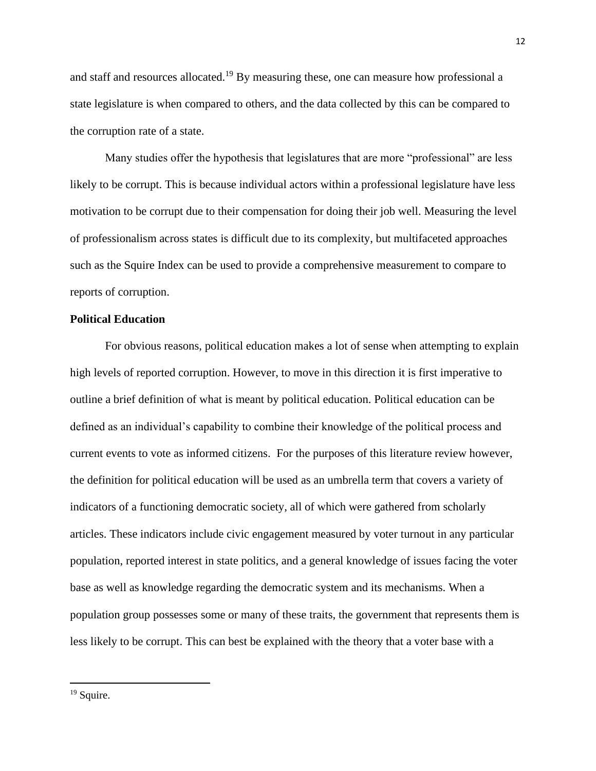and staff and resources allocated.[19] By measuring these, one can measure how professional a state legislature is when compared to others, and the data collected by this can be compared to the corruption rate of a state.

Many studies offer the hypothesis that legislatures that are more "professional" are less likely to be corrupt. This is because individual actors within a professional legislature have less motivation to be corrupt due to their compensation for doing their job well. Measuring the level of professionalism across states is difficult due to its complexity, but multifaceted approaches such as the Squire Index can be used to provide a comprehensive measurement to compare to reports of corruption.

## Political Education

For obvious reasons, political education makes a lot of sense when attempting to explain high levels of reported corruption. However, to move in this direction it is first imperative to outline a brief definition of what is meant by political education. Political education can be defined as an individual's capability to combine their knowledge of the political process and current events to vote as informed citizens. For the purposes of this literature review however, the definition for political education will be used as an umbrella term that covers a variety of indicators of a functioning democratic society, all of which were gathered from scholarly articles. These indicators include civic engagement measured by voter turnout in any particular population, reported interest in state politics, and a general knowledge of issues facing the voter base as well as knowledge regarding the democratic system and its mechanisms. When a population group possesses some or many of these traits, the government that represents them is less likely to be corrupt. This can best be explained with the theory that a voter base with a

---

[19] Squire.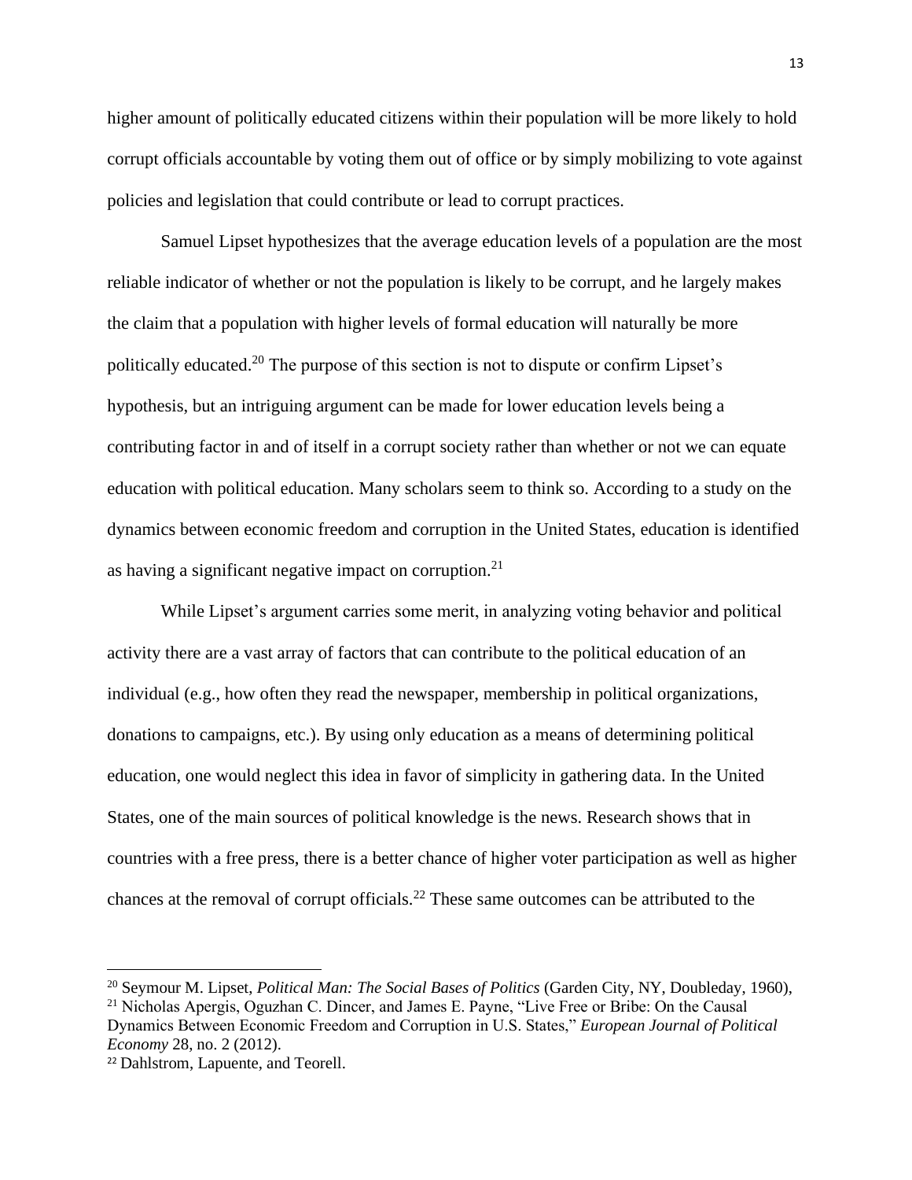higher amount of politically educated citizens within their population will be more likely to hold corrupt officials accountable by voting them out of office or by simply mobilizing to vote against policies and legislation that could contribute or lead to corrupt practices.

Samuel Lipset hypothesizes that the average education levels of a population are the most reliable indicator of whether or not the population is likely to be corrupt, and he largely makes the claim that a population with higher levels of formal education will naturally be more politically educated.[20] The purpose of this section is not to dispute or confirm Lipset's hypothesis, but an intriguing argument can be made for lower education levels being a contributing factor in and of itself in a corrupt society rather than whether or not we can equate education with political education. Many scholars seem to think so. According to a study on the dynamics between economic freedom and corruption in the United States, education is identified as having a significant negative impact on corruption.[21]

While Lipset's argument carries some merit, in analyzing voting behavior and political activity there are a vast array of factors that can contribute to the political education of an individual (e.g., how often they read the newspaper, membership in political organizations, donations to campaigns, etc.). By using only education as a means of determining political education, one would neglect this idea in favor of simplicity in gathering data. In the United States, one of the main sources of political knowledge is the news. Research shows that in countries with a free press, there is a better chance of higher voter participation as well as higher chances at the removal of corrupt officials.[22] These same outcomes can be attributed to the

---

[20] Seymour M. Lipset, *Political Man: The Social Bases of Politics* (Garden City, NY, Doubleday, 1960),

[21] Nicholas Apergis, Oguzhan C. Dincer, and James E. Payne, "Live Free or Bribe: On the Causal Dynamics Between Economic Freedom and Corruption in U.S. States," *European Journal of Political Economy* 28, no. 2 (2012).

[22] Dahlstrom, Lapuente, and Teorell.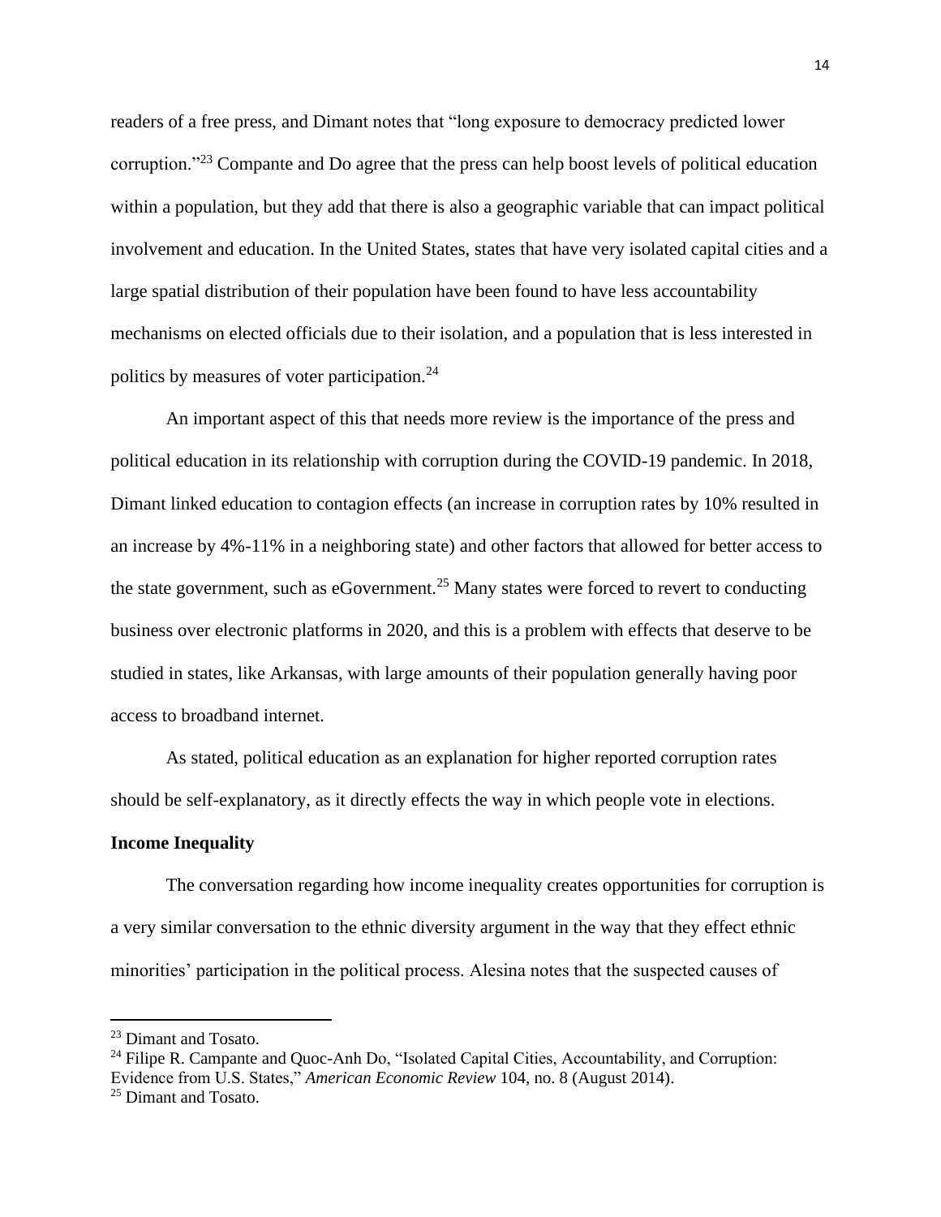readers of a free press, and Dimant notes that "long exposure to democracy predicted lower corruption."[23] Compante and Do agree that the press can help boost levels of political education within a population, but they add that there is also a geographic variable that can impact political involvement and education. In the United States, states that have very isolated capital cities and a large spatial distribution of their population have been found to have less accountability mechanisms on elected officials due to their isolation, and a population that is less interested in politics by measures of voter participation.[24]

An important aspect of this that needs more review is the importance of the press and political education in its relationship with corruption during the COVID-19 pandemic. In 2018, Dimant linked education to contagion effects (an increase in corruption rates by 10% resulted in an increase by 4%-11% in a neighboring state) and other factors that allowed for better access to the state government, such as eGovernment.[25] Many states were forced to revert to conducting business over electronic platforms in 2020, and this is a problem with effects that deserve to be studied in states, like Arkansas, with large amounts of their population generally having poor access to broadband internet.

As stated, political education as an explanation for higher reported corruption rates should be self-explanatory, as it directly effects the way in which people vote in elections.

**Income Inequality**

The conversation regarding how income inequality creates opportunities for corruption is a very similar conversation to the ethnic diversity argument in the way that they effect ethnic minorities' participation in the political process. Alesina notes that the suspected causes of

---

[23] Dimant and Tosato.

[24] Filipe R. Campante and Quoc-Anh Do, "Isolated Capital Cities, Accountability, and Corruption: Evidence from U.S. States," *American Economic Review* 104, no. 8 (August 2014).

[25] Dimant and Tosato.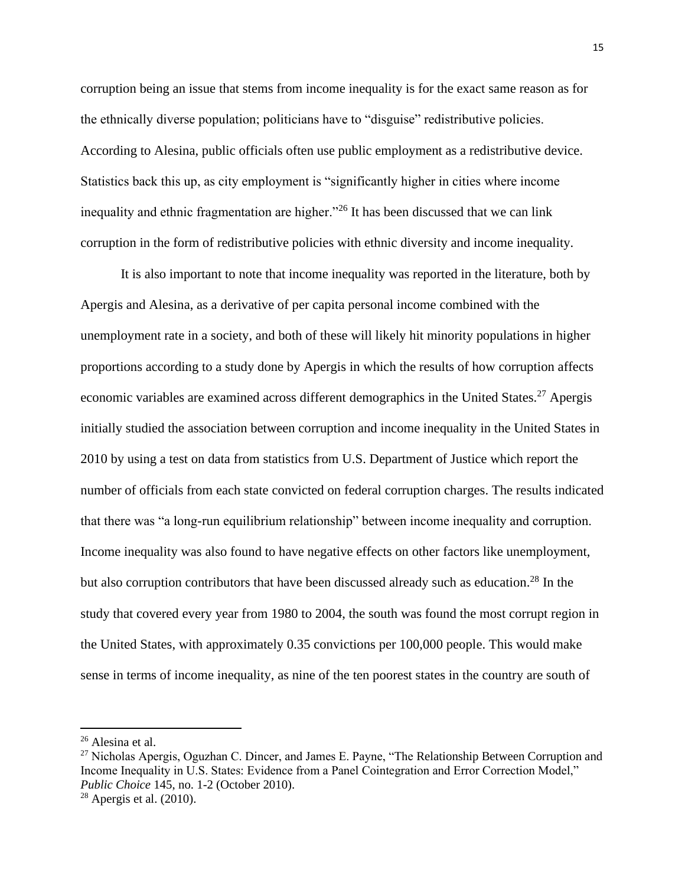corruption being an issue that stems from income inequality is for the exact same reason as for the ethnically diverse population; politicians have to "disguise" redistributive policies. According to Alesina, public officials often use public employment as a redistributive device. Statistics back this up, as city employment is "significantly higher in cities where income inequality and ethnic fragmentation are higher."[26] It has been discussed that we can link corruption in the form of redistributive policies with ethnic diversity and income inequality.

It is also important to note that income inequality was reported in the literature, both by Apergis and Alesina, as a derivative of per capita personal income combined with the unemployment rate in a society, and both of these will likely hit minority populations in higher proportions according to a study done by Apergis in which the results of how corruption affects economic variables are examined across different demographics in the United States.[27] Apergis initially studied the association between corruption and income inequality in the United States in 2010 by using a test on data from statistics from U.S. Department of Justice which report the number of officials from each state convicted on federal corruption charges. The results indicated that there was "a long-run equilibrium relationship" between income inequality and corruption. Income inequality was also found to have negative effects on other factors like unemployment, but also corruption contributors that have been discussed already such as education.[28] In the study that covered every year from 1980 to 2004, the south was found the most corrupt region in the United States, with approximately 0.35 convictions per 100,000 people. This would make sense in terms of income inequality, as nine of the ten poorest states in the country are south of

---

[26] Alesina et al.

[27] Nicholas Apergis, Oguzhan C. Dincer, and James E. Payne, "The Relationship Between Corruption and Income Inequality in U.S. States: Evidence from a Panel Cointegration and Error Correction Model," *Public Choice* 145, no. 1-2 (October 2010).

[28] Apergis et al. (2010).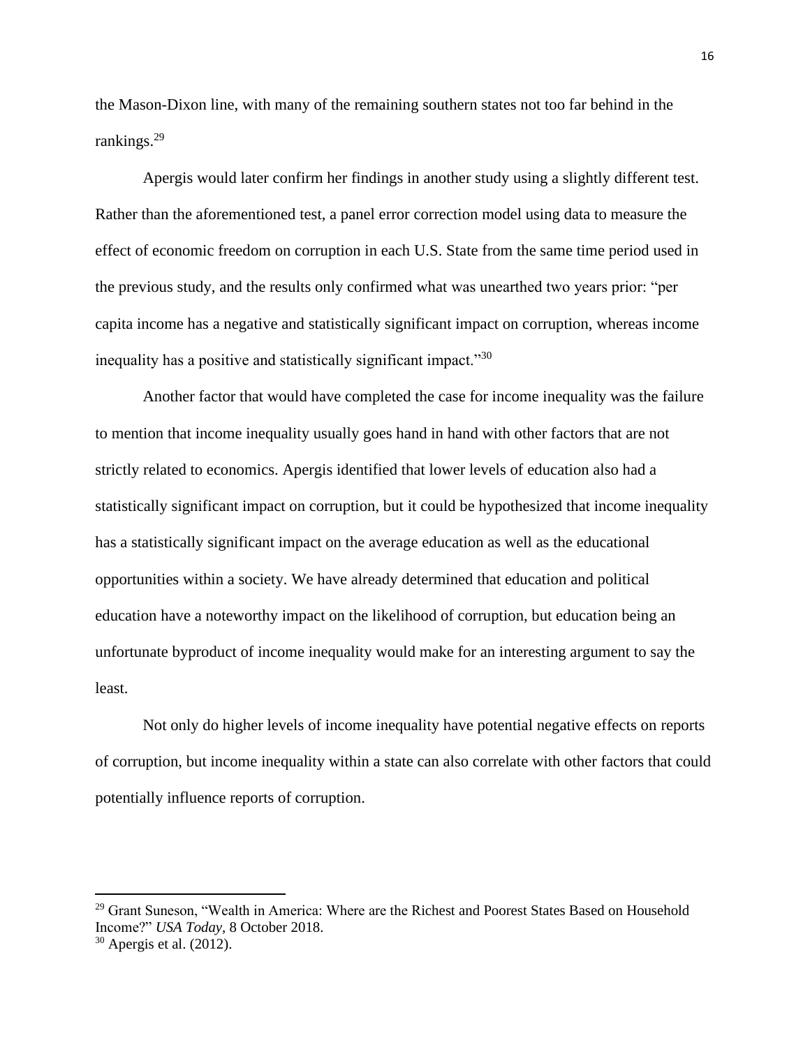the Mason-Dixon line, with many of the remaining southern states not too far behind in the rankings.[29]

Apergis would later confirm her findings in another study using a slightly different test. Rather than the aforementioned test, a panel error correction model using data to measure the effect of economic freedom on corruption in each U.S. State from the same time period used in the previous study, and the results only confirmed what was unearthed two years prior: "per capita income has a negative and statistically significant impact on corruption, whereas income inequality has a positive and statistically significant impact."[30]

Another factor that would have completed the case for income inequality was the failure to mention that income inequality usually goes hand in hand with other factors that are not strictly related to economics. Apergis identified that lower levels of education also had a statistically significant impact on corruption, but it could be hypothesized that income inequality has a statistically significant impact on the average education as well as the educational opportunities within a society. We have already determined that education and political education have a noteworthy impact on the likelihood of corruption, but education being an unfortunate byproduct of income inequality would make for an interesting argument to say the least.

Not only do higher levels of income inequality have potential negative effects on reports of corruption, but income inequality within a state can also correlate with other factors that could potentially influence reports of corruption.

---

[29] Grant Suneson, "Wealth in America: Where are the Richest and Poorest States Based on Household Income?" *USA Today*, 8 October 2018.

[30] Apergis et al. (2012).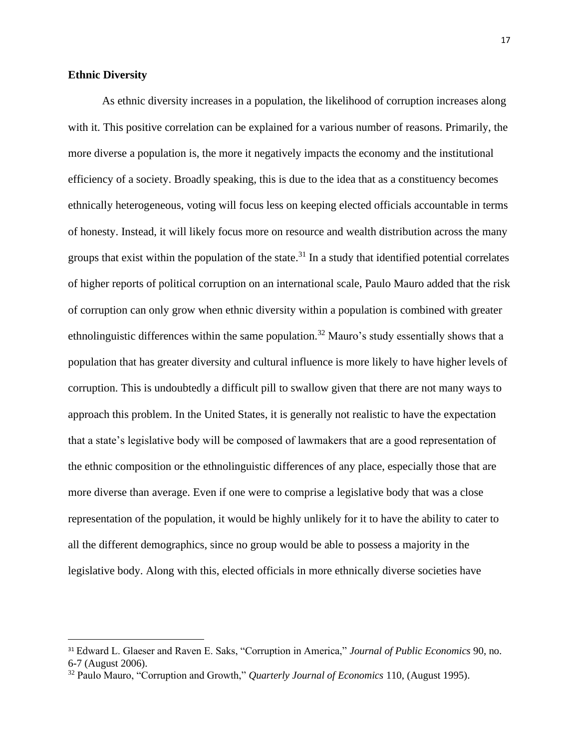**Ethnic Diversity**

As ethnic diversity increases in a population, the likelihood of corruption increases along with it. This positive correlation can be explained for a various number of reasons. Primarily, the more diverse a population is, the more it negatively impacts the economy and the institutional efficiency of a society. Broadly speaking, this is due to the idea that as a constituency becomes ethnically heterogeneous, voting will focus less on keeping elected officials accountable in terms of honesty. Instead, it will likely focus more on resource and wealth distribution across the many groups that exist within the population of the state.[31] In a study that identified potential correlates of higher reports of political corruption on an international scale, Paulo Mauro added that the risk of corruption can only grow when ethnic diversity within a population is combined with greater ethnolinguistic differences within the same population.[32] Mauro's study essentially shows that a population that has greater diversity and cultural influence is more likely to have higher levels of corruption. This is undoubtedly a difficult pill to swallow given that there are not many ways to approach this problem. In the United States, it is generally not realistic to have the expectation that a state's legislative body will be composed of lawmakers that are a good representation of the ethnic composition or the ethnolinguistic differences of any place, especially those that are more diverse than average. Even if one were to comprise a legislative body that was a close representation of the population, it would be highly unlikely for it to have the ability to cater to all the different demographics, since no group would be able to possess a majority in the legislative body. Along with this, elected officials in more ethnically diverse societies have

---

[31] Edward L. Glaeser and Raven E. Saks, "Corruption in America," *Journal of Public Economics* 90, no. 6-7 (August 2006).

[32] Paulo Mauro, "Corruption and Growth," *Quarterly Journal of Economics* 110, (August 1995).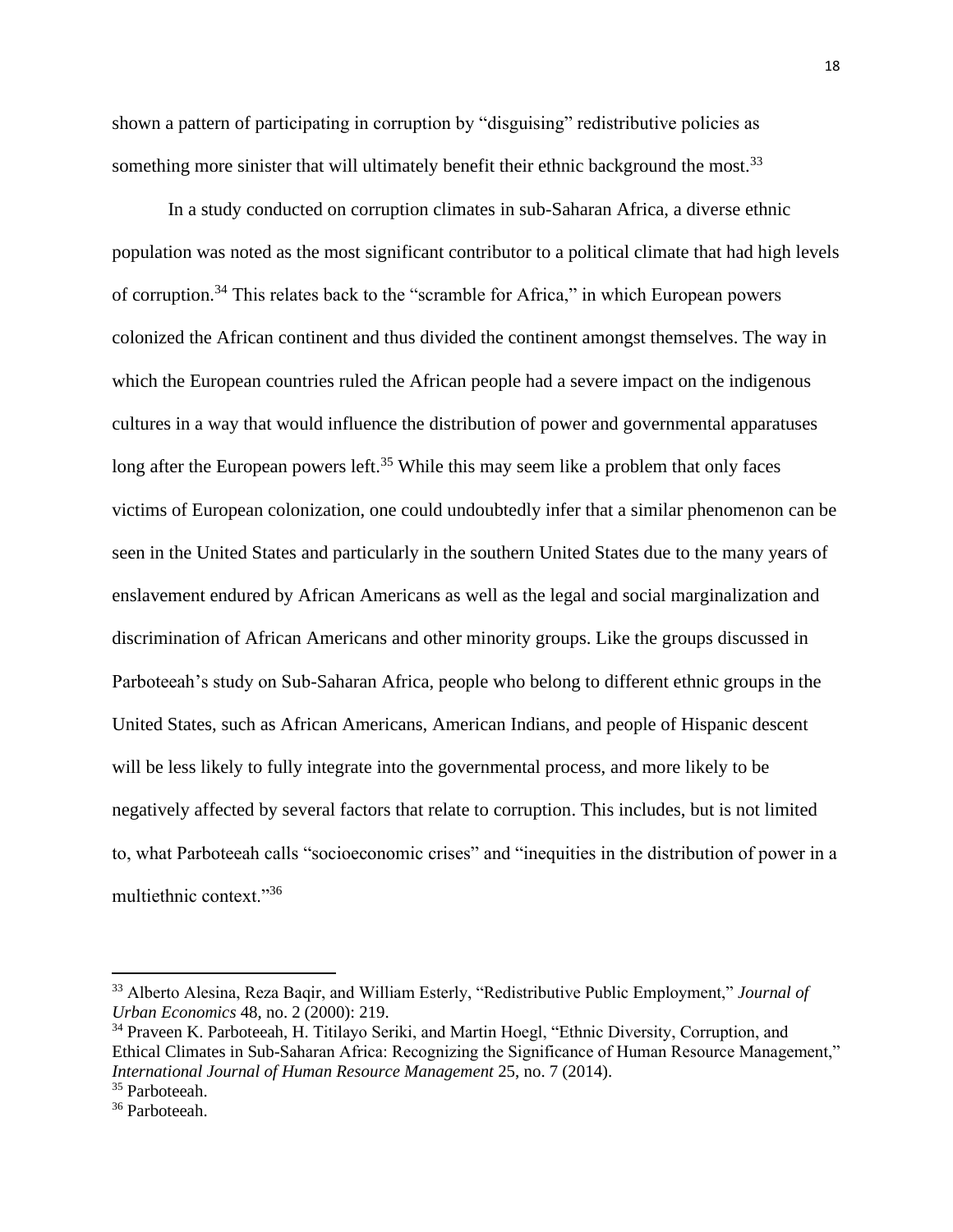shown a pattern of participating in corruption by “disguising” redistributive policies as something more sinister that will ultimately benefit their ethnic background the most.[33]

In a study conducted on corruption climates in sub-Saharan Africa, a diverse ethnic population was noted as the most significant contributor to a political climate that had high levels of corruption.[34] This relates back to the “scramble for Africa,” in which European powers colonized the African continent and thus divided the continent amongst themselves. The way in which the European countries ruled the African people had a severe impact on the indigenous cultures in a way that would influence the distribution of power and governmental apparatuses long after the European powers left.[35] While this may seem like a problem that only faces victims of European colonization, one could undoubtedly infer that a similar phenomenon can be seen in the United States and particularly in the southern United States due to the many years of enslavement endured by African Americans as well as the legal and social marginalization and discrimination of African Americans and other minority groups. Like the groups discussed in Parboteeah’s study on Sub-Saharan Africa, people who belong to different ethnic groups in the United States, such as African Americans, American Indians, and people of Hispanic descent will be less likely to fully integrate into the governmental process, and more likely to be negatively affected by several factors that relate to corruption. This includes, but is not limited to, what Parboteeah calls “socioeconomic crises” and “inequities in the distribution of power in a multiethnic context.”[36]

---

[33] Alberto Alesina, Reza Baqir, and William Esterly, “Redistributive Public Employment,” *Journal of Urban Economics* 48, no. 2 (2000): 219.

[34] Praveen K. Parboteeah, H. Titilayo Seriki, and Martin Hoegl, “Ethnic Diversity, Corruption, and Ethical Climates in Sub-Saharan Africa: Recognizing the Significance of Human Resource Management,” *International Journal of Human Resource Management* 25, no. 7 (2014).

[35] Parboteeah.

[36] Parboteeah.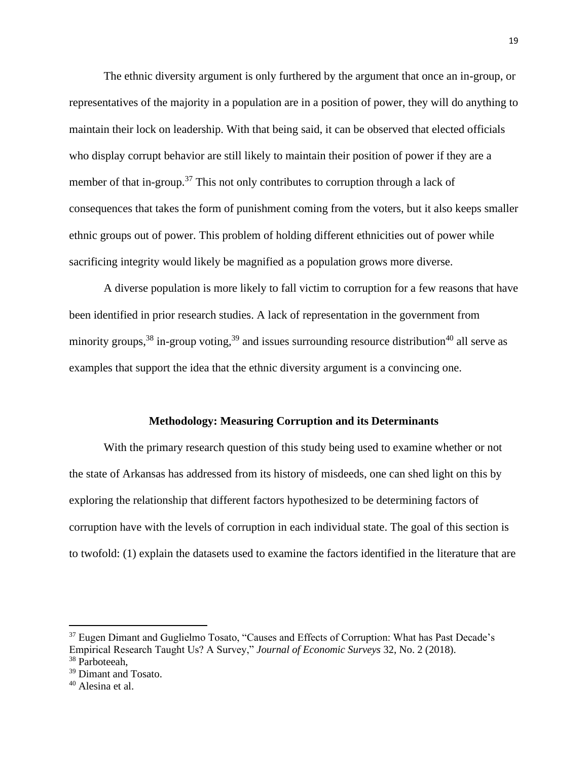The ethnic diversity argument is only furthered by the argument that once an in-group, or representatives of the majority in a population are in a position of power, they will do anything to maintain their lock on leadership. With that being said, it can be observed that elected officials who display corrupt behavior are still likely to maintain their position of power if they are a member of that in-group.[37] This not only contributes to corruption through a lack of consequences that takes the form of punishment coming from the voters, but it also keeps smaller ethnic groups out of power. This problem of holding different ethnicities out of power while sacrificing integrity would likely be magnified as a population grows more diverse.

A diverse population is more likely to fall victim to corruption for a few reasons that have been identified in prior research studies. A lack of representation in the government from minority groups,[38] in-group voting,[39] and issues surrounding resource distribution[40] all serve as examples that support the idea that the ethnic diversity argument is a convincing one.

## Methodology: Measuring Corruption and its Determinants

With the primary research question of this study being used to examine whether or not the state of Arkansas has addressed from its history of misdeeds, one can shed light on this by exploring the relationship that different factors hypothesized to be determining factors of corruption have with the levels of corruption in each individual state. The goal of this section is to twofold: (1) explain the datasets used to examine the factors identified in the literature that are

---

[37] Eugen Dimant and Guglielmo Tosato, "Causes and Effects of Corruption: What has Past Decade's Empirical Research Taught Us? A Survey," *Journal of Economic Surveys* 32, No. 2 (2018).

[38] Parboteeah,

[39] Dimant and Tosato.

[40] Alesina et al.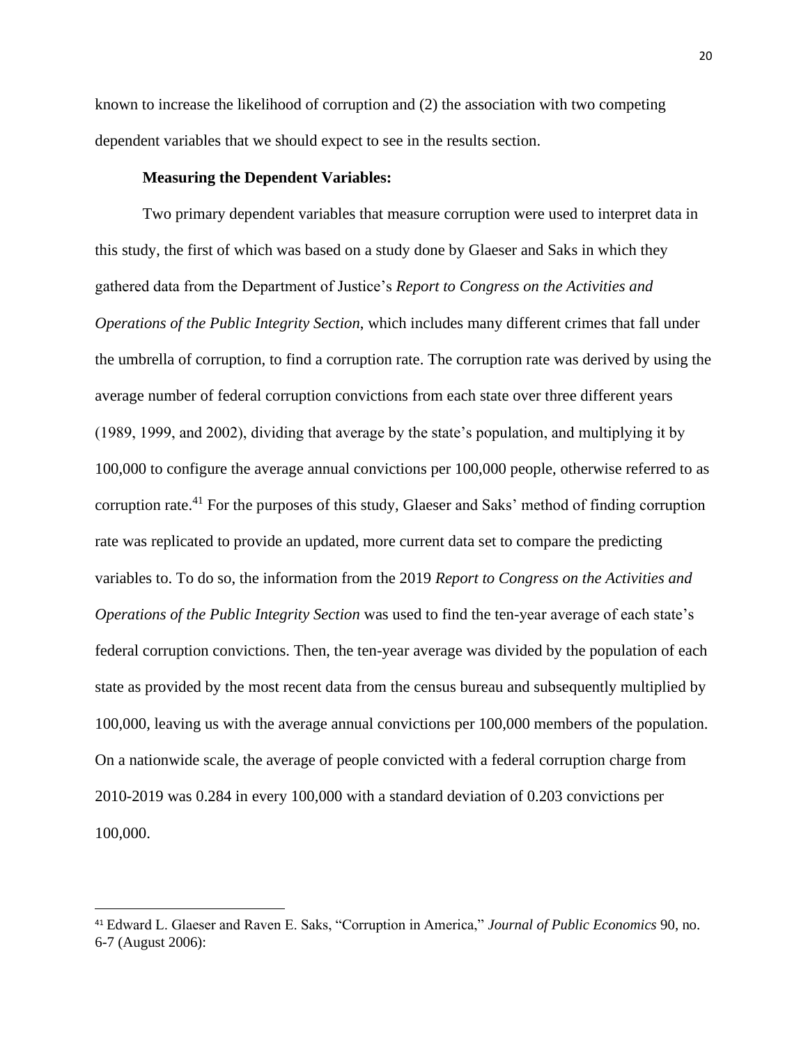known to increase the likelihood of corruption and (2) the association with two competing dependent variables that we should expect to see in the results section.

**Measuring the Dependent Variables:**

Two primary dependent variables that measure corruption were used to interpret data in this study, the first of which was based on a study done by Glaeser and Saks in which they gathered data from the Department of Justice's *Report to Congress on the Activities and Operations of the Public Integrity Section*, which includes many different crimes that fall under the umbrella of corruption, to find a corruption rate. The corruption rate was derived by using the average number of federal corruption convictions from each state over three different years (1989, 1999, and 2002), dividing that average by the state's population, and multiplying it by 100,000 to configure the average annual convictions per 100,000 people, otherwise referred to as corruption rate.[41] For the purposes of this study, Glaeser and Saks' method of finding corruption rate was replicated to provide an updated, more current data set to compare the predicting variables to. To do so, the information from the 2019 *Report to Congress on the Activities and Operations of the Public Integrity Section* was used to find the ten-year average of each state's federal corruption convictions. Then, the ten-year average was divided by the population of each state as provided by the most recent data from the census bureau and subsequently multiplied by 100,000, leaving us with the average annual convictions per 100,000 members of the population. On a nationwide scale, the average of people convicted with a federal corruption charge from 2010-2019 was 0.284 in every 100,000 with a standard deviation of 0.203 convictions per 100,000.

---

[41] Edward L. Glaeser and Raven E. Saks, "Corruption in America," *Journal of Public Economics* 90, no. 6-7 (August 2006):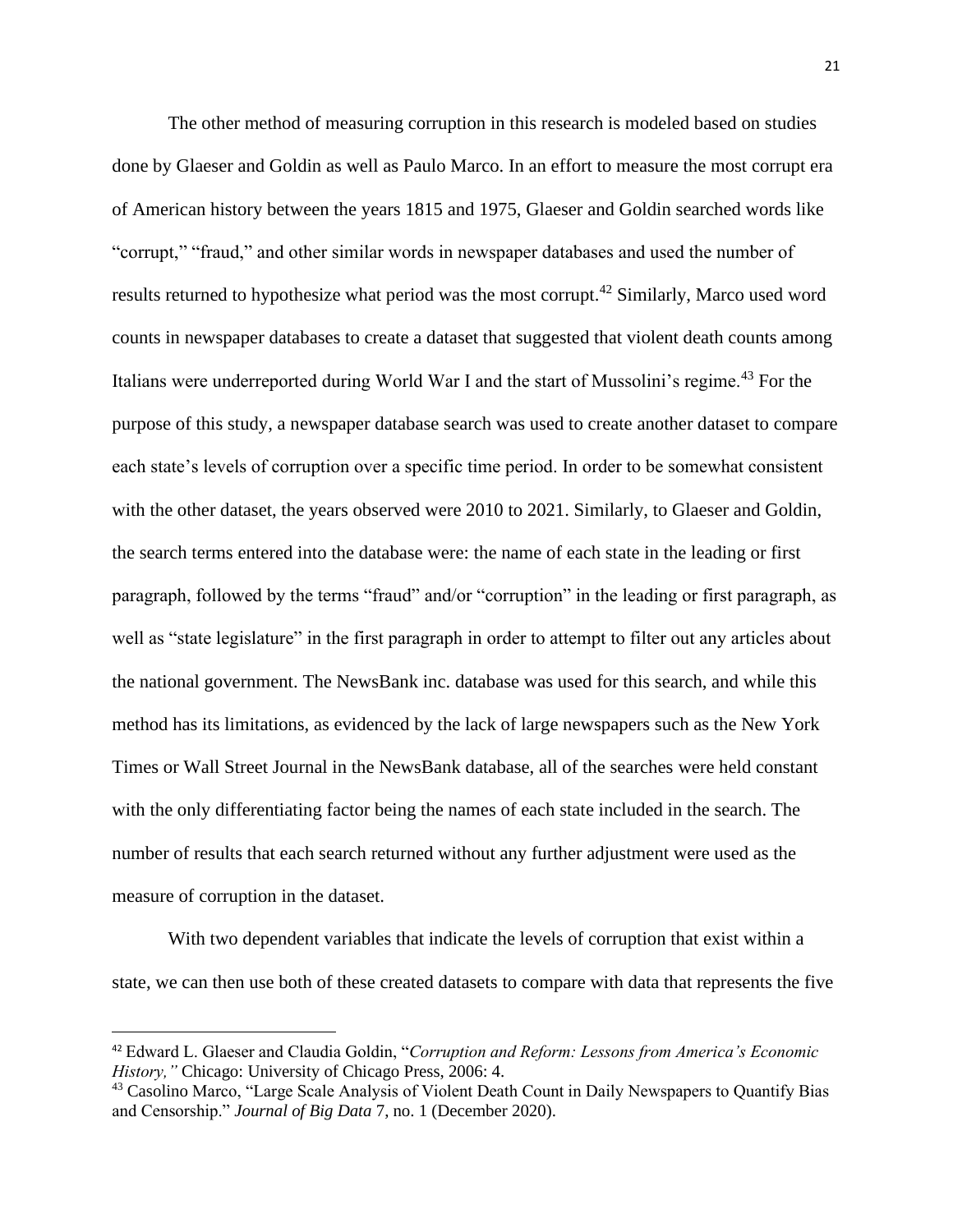The other method of measuring corruption in this research is modeled based on studies done by Glaeser and Goldin as well as Paulo Marco. In an effort to measure the most corrupt era of American history between the years 1815 and 1975, Glaeser and Goldin searched words like "corrupt," "fraud," and other similar words in newspaper databases and used the number of results returned to hypothesize what period was the most corrupt.[42] Similarly, Marco used word counts in newspaper databases to create a dataset that suggested that violent death counts among Italians were underreported during World War I and the start of Mussolini's regime.[43] For the purpose of this study, a newspaper database search was used to create another dataset to compare each state's levels of corruption over a specific time period. In order to be somewhat consistent with the other dataset, the years observed were 2010 to 2021. Similarly, to Glaeser and Goldin, the search terms entered into the database were: the name of each state in the leading or first paragraph, followed by the terms "fraud" and/or "corruption" in the leading or first paragraph, as well as "state legislature" in the first paragraph in order to attempt to filter out any articles about the national government. The NewsBank inc. database was used for this search, and while this method has its limitations, as evidenced by the lack of large newspapers such as the New York Times or Wall Street Journal in the NewsBank database, all of the searches were held constant with the only differentiating factor being the names of each state included in the search. The number of results that each search returned without any further adjustment were used as the measure of corruption in the dataset.

With two dependent variables that indicate the levels of corruption that exist within a state, we can then use both of these created datasets to compare with data that represents the five

---

[42] Edward L. Glaeser and Claudia Goldin, "*Corruption and Reform: Lessons from America's Economic History,"* Chicago: University of Chicago Press, 2006: 4.

[43] Casolino Marco, "Large Scale Analysis of Violent Death Count in Daily Newspapers to Quantify Bias and Censorship." *Journal of Big Data* 7, no. 1 (December 2020).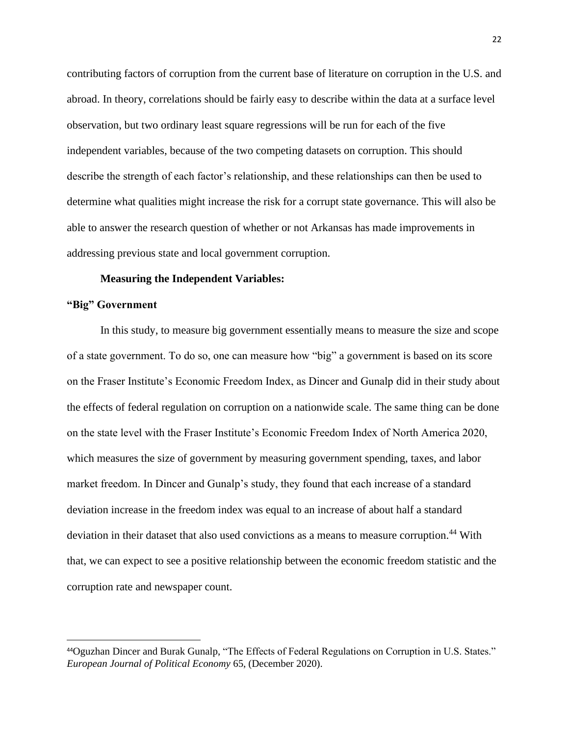contributing factors of corruption from the current base of literature on corruption in the U.S. and abroad. In theory, correlations should be fairly easy to describe within the data at a surface level observation, but two ordinary least square regressions will be run for each of the five independent variables, because of the two competing datasets on corruption. This should describe the strength of each factor's relationship, and these relationships can then be used to determine what qualities might increase the risk for a corrupt state governance. This will also be able to answer the research question of whether or not Arkansas has made improvements in addressing previous state and local government corruption.

**Measuring the Independent Variables:**

**"Big" Government**

In this study, to measure big government essentially means to measure the size and scope of a state government. To do so, one can measure how "big" a government is based on its score on the Fraser Institute's Economic Freedom Index, as Dincer and Gunalp did in their study about the effects of federal regulation on corruption on a nationwide scale. The same thing can be done on the state level with the Fraser Institute's Economic Freedom Index of North America 2020, which measures the size of government by measuring government spending, taxes, and labor market freedom. In Dincer and Gunalp's study, they found that each increase of a standard deviation increase in the freedom index was equal to an increase of about half a standard deviation in their dataset that also used convictions as a means to measure corruption.[44] With that, we can expect to see a positive relationship between the economic freedom statistic and the corruption rate and newspaper count.

---

[44] Oguzhan Dincer and Burak Gunalp, "The Effects of Federal Regulations on Corruption in U.S. States." *European Journal of Political Economy* 65, (December 2020).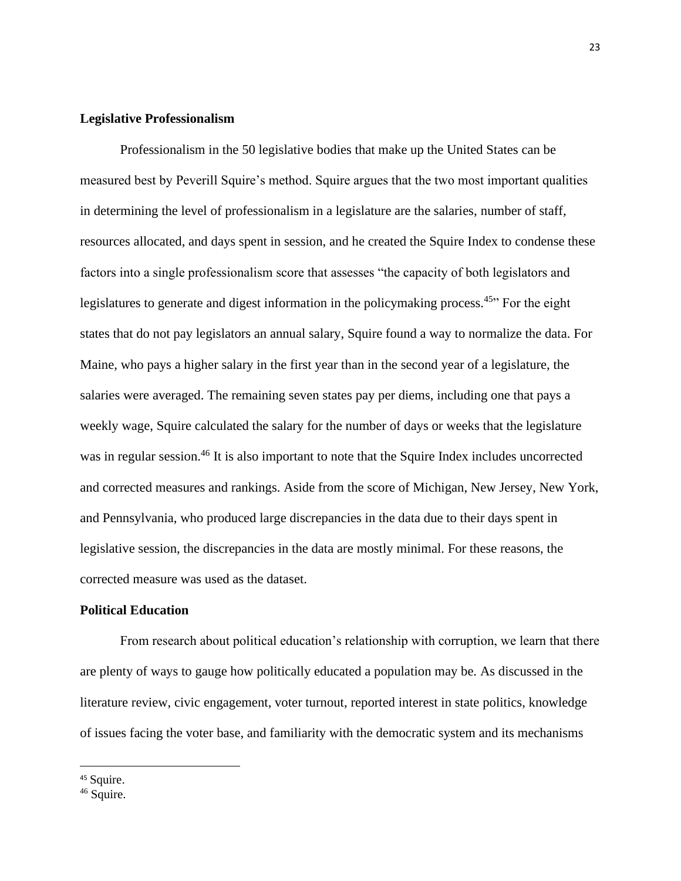**Legislative Professionalism**

Professionalism in the 50 legislative bodies that make up the United States can be measured best by Peverill Squire's method. Squire argues that the two most important qualities in determining the level of professionalism in a legislature are the salaries, number of staff, resources allocated, and days spent in session, and he created the Squire Index to condense these factors into a single professionalism score that assesses "the capacity of both legislators and legislatures to generate and digest information in the policymaking process.[45]" For the eight states that do not pay legislators an annual salary, Squire found a way to normalize the data. For Maine, who pays a higher salary in the first year than in the second year of a legislature, the salaries were averaged. The remaining seven states pay per diems, including one that pays a weekly wage, Squire calculated the salary for the number of days or weeks that the legislature was in regular session.[46] It is also important to note that the Squire Index includes uncorrected and corrected measures and rankings. Aside from the score of Michigan, New Jersey, New York, and Pennsylvania, who produced large discrepancies in the data due to their days spent in legislative session, the discrepancies in the data are mostly minimal. For these reasons, the corrected measure was used as the dataset.

**Political Education**

From research about political education's relationship with corruption, we learn that there are plenty of ways to gauge how politically educated a population may be. As discussed in the literature review, civic engagement, voter turnout, reported interest in state politics, knowledge of issues facing the voter base, and familiarity with the democratic system and its mechanisms

---

[45] Squire.

[46] Squire.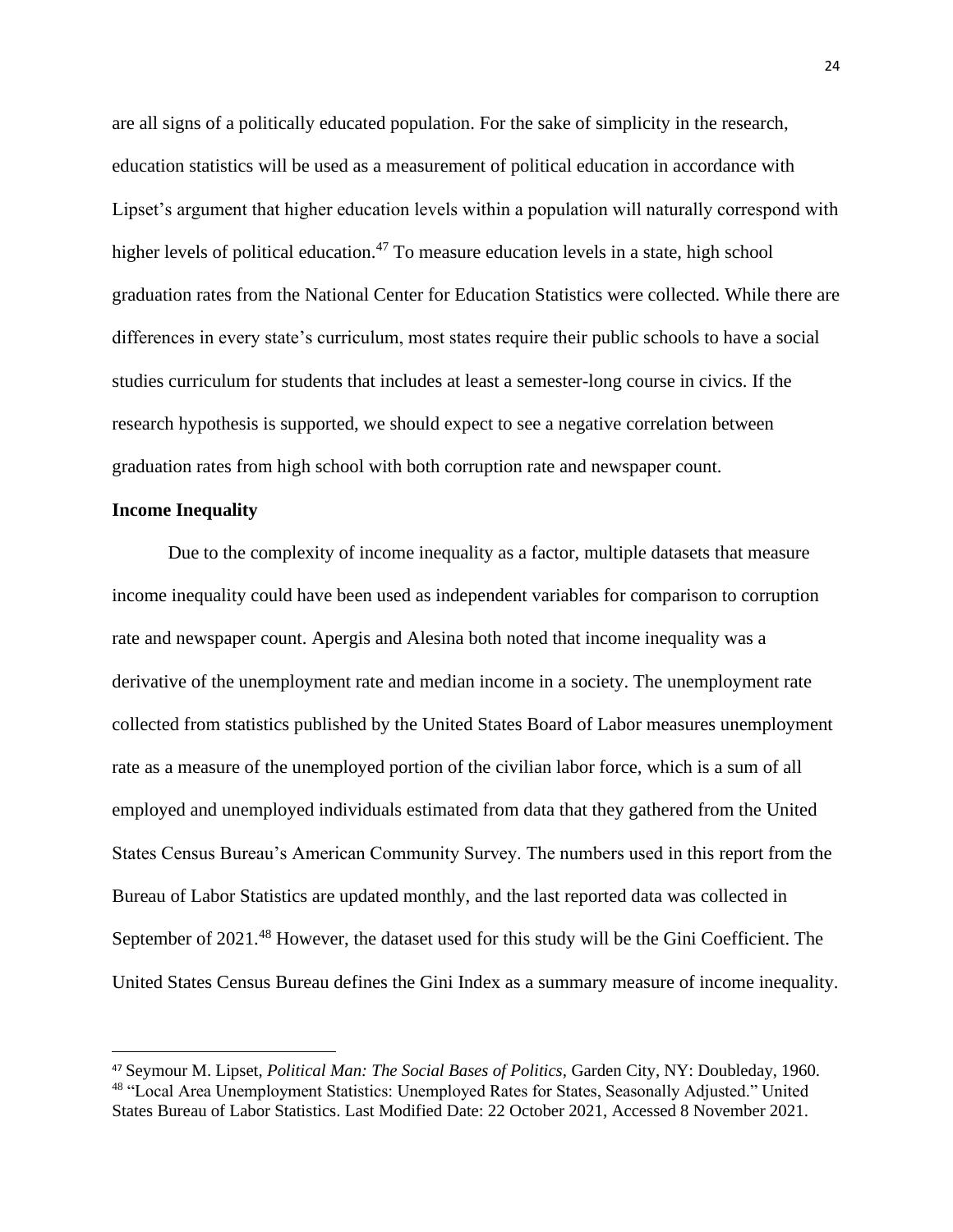are all signs of a politically educated population. For the sake of simplicity in the research, education statistics will be used as a measurement of political education in accordance with Lipset's argument that higher education levels within a population will naturally correspond with higher levels of political education.[47] To measure education levels in a state, high school graduation rates from the National Center for Education Statistics were collected. While there are differences in every state's curriculum, most states require their public schools to have a social studies curriculum for students that includes at least a semester-long course in civics. If the research hypothesis is supported, we should expect to see a negative correlation between graduation rates from high school with both corruption rate and newspaper count.

**Income Inequality**

Due to the complexity of income inequality as a factor, multiple datasets that measure income inequality could have been used as independent variables for comparison to corruption rate and newspaper count. Apergis and Alesina both noted that income inequality was a derivative of the unemployment rate and median income in a society. The unemployment rate collected from statistics published by the United States Board of Labor measures unemployment rate as a measure of the unemployed portion of the civilian labor force, which is a sum of all employed and unemployed individuals estimated from data that they gathered from the United States Census Bureau's American Community Survey. The numbers used in this report from the Bureau of Labor Statistics are updated monthly, and the last reported data was collected in September of 2021.[48] However, the dataset used for this study will be the Gini Coefficient. The United States Census Bureau defines the Gini Index as a summary measure of income inequality.

---

[47] Seymour M. Lipset, *Political Man: The Social Bases of Politics*, Garden City, NY: Doubleday, 1960.

[48] "Local Area Unemployment Statistics: Unemployed Rates for States, Seasonally Adjusted." United States Bureau of Labor Statistics. Last Modified Date: 22 October 2021, Accessed 8 November 2021.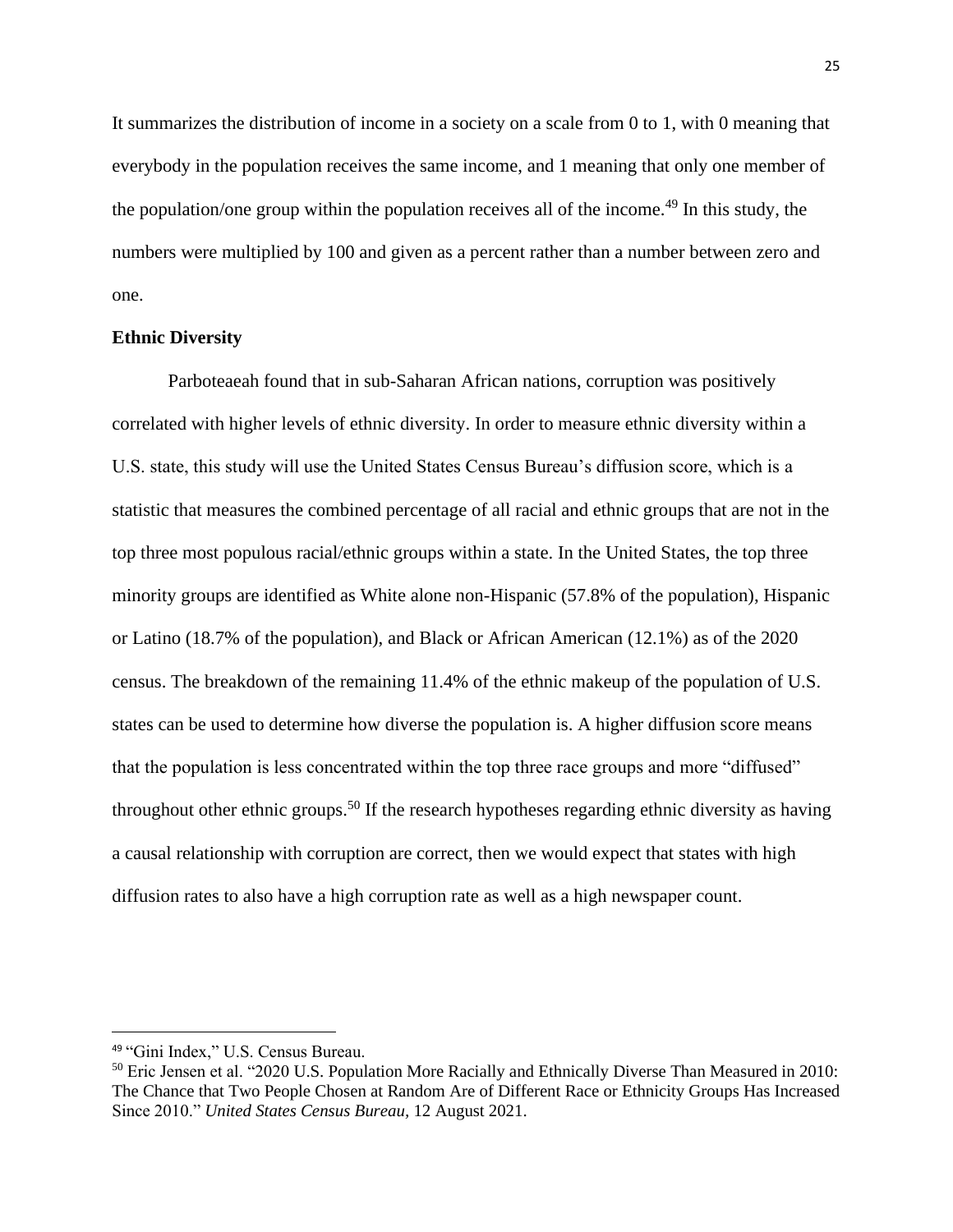It summarizes the distribution of income in a society on a scale from 0 to 1, with 0 meaning that everybody in the population receives the same income, and 1 meaning that only one member of the population/one group within the population receives all of the income.[49] In this study, the numbers were multiplied by 100 and given as a percent rather than a number between zero and one.

**Ethnic Diversity**

Parboteaeah found that in sub-Saharan African nations, corruption was positively correlated with higher levels of ethnic diversity. In order to measure ethnic diversity within a U.S. state, this study will use the United States Census Bureau's diffusion score, which is a statistic that measures the combined percentage of all racial and ethnic groups that are not in the top three most populous racial/ethnic groups within a state. In the United States, the top three minority groups are identified as White alone non-Hispanic (57.8% of the population), Hispanic or Latino (18.7% of the population), and Black or African American (12.1%) as of the 2020 census. The breakdown of the remaining 11.4% of the ethnic makeup of the population of U.S. states can be used to determine how diverse the population is. A higher diffusion score means that the population is less concentrated within the top three race groups and more "diffused" throughout other ethnic groups.[50] If the research hypotheses regarding ethnic diversity as having a causal relationship with corruption are correct, then we would expect that states with high diffusion rates to also have a high corruption rate as well as a high newspaper count.

---

[49] "Gini Index," U.S. Census Bureau.

[50] Eric Jensen et al. "2020 U.S. Population More Racially and Ethnically Diverse Than Measured in 2010: The Chance that Two People Chosen at Random Are of Different Race or Ethnicity Groups Has Increased Since 2010." *United States Census Bureau*, 12 August 2021.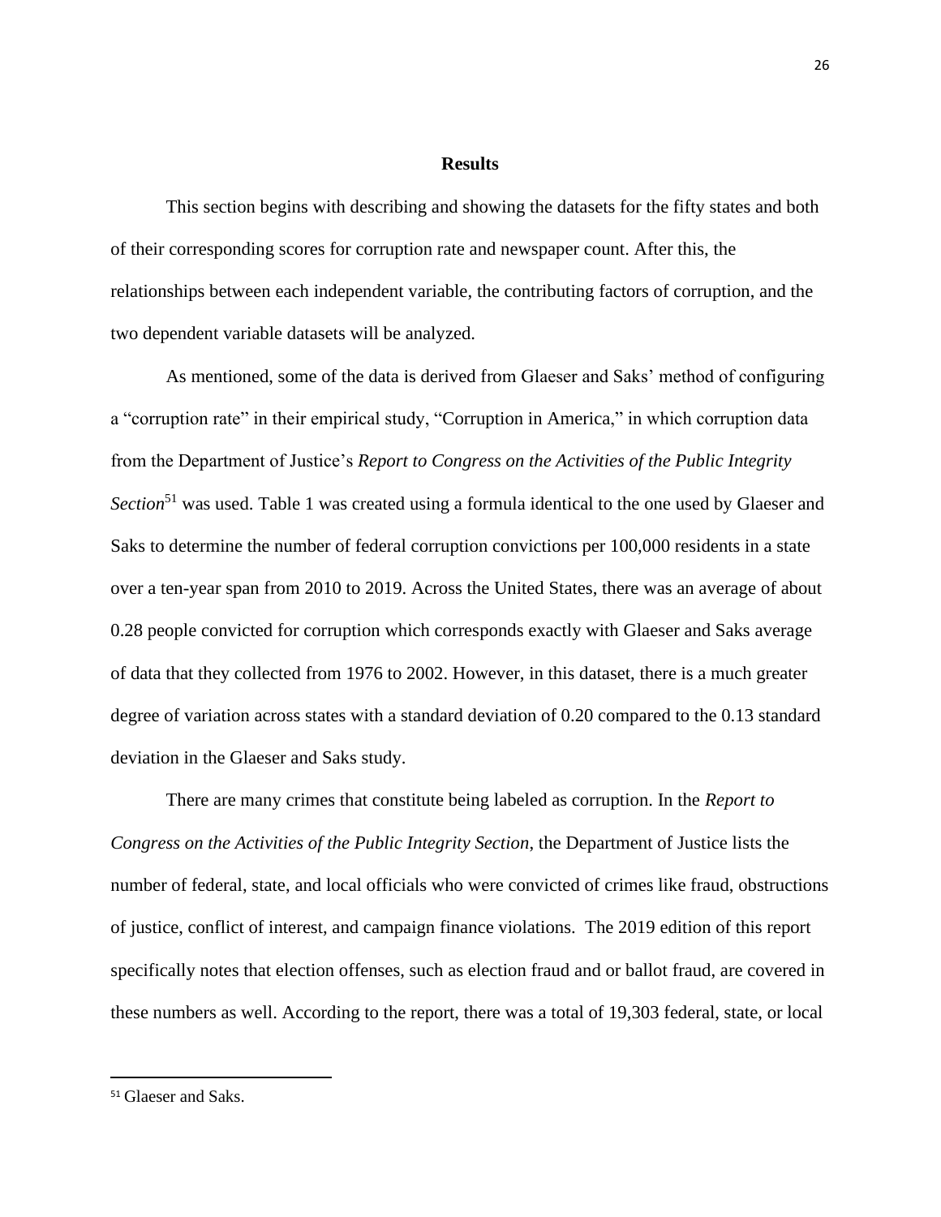## Results

This section begins with describing and showing the datasets for the fifty states and both of their corresponding scores for corruption rate and newspaper count. After this, the relationships between each independent variable, the contributing factors of corruption, and the two dependent variable datasets will be analyzed.

As mentioned, some of the data is derived from Glaeser and Saks' method of configuring a "corruption rate" in their empirical study, "Corruption in America," in which corruption data from the Department of Justice's *Report to Congress on the Activities of the Public Integrity Section*[51] was used. Table 1 was created using a formula identical to the one used by Glaeser and Saks to determine the number of federal corruption convictions per 100,000 residents in a state over a ten-year span from 2010 to 2019. Across the United States, there was an average of about 0.28 people convicted for corruption which corresponds exactly with Glaeser and Saks average of data that they collected from 1976 to 2002. However, in this dataset, there is a much greater degree of variation across states with a standard deviation of 0.20 compared to the 0.13 standard deviation in the Glaeser and Saks study.

There are many crimes that constitute being labeled as corruption. In the *Report to Congress on the Activities of the Public Integrity Section*, the Department of Justice lists the number of federal, state, and local officials who were convicted of crimes like fraud, obstructions of justice, conflict of interest, and campaign finance violations. The 2019 edition of this report specifically notes that election offenses, such as election fraud and or ballot fraud, are covered in these numbers as well. According to the report, there was a total of 19,303 federal, state, or local

[51] Glaeser and Saks.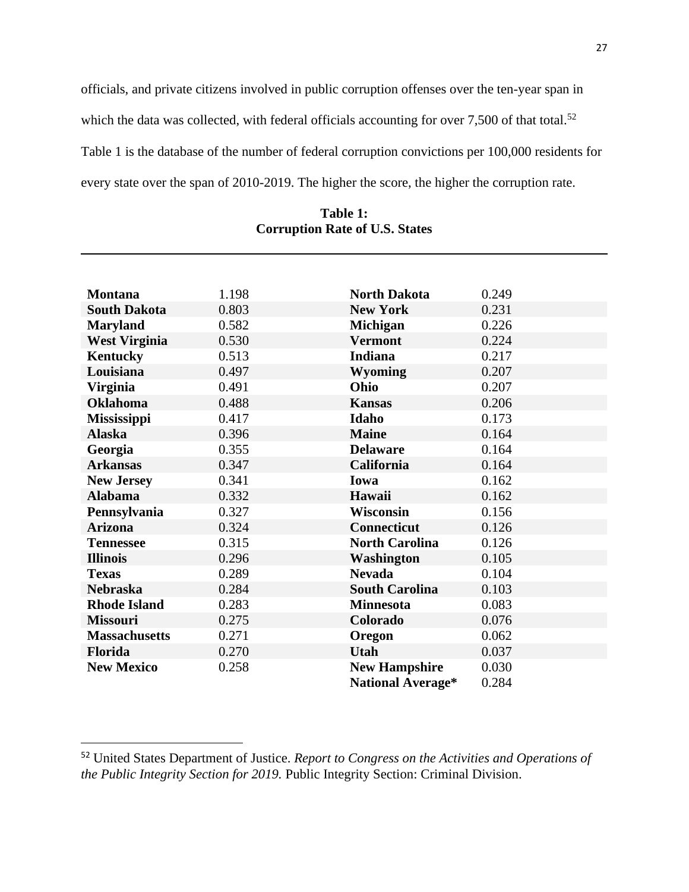officials, and private citizens involved in public corruption offenses over the ten-year span in which the data was collected, with federal officials accounting for over 7,500 of that total.[52] Table 1 is the database of the number of federal corruption convictions per 100,000 residents for every state over the span of 2010-2019. The higher the score, the higher the corruption rate.

**Table 1:**
**Corruption Rate of U.S. States**

| State | Rate | State | Rate |
|---|---|---|---|
| **Montana** | 1.198 | **North Dakota** | 0.249 |
| **South Dakota** | 0.803 | **New York** | 0.231 |
| **Maryland** | 0.582 | **Michigan** | 0.226 |
| **West Virginia** | 0.530 | **Vermont** | 0.224 |
| **Kentucky** | 0.513 | **Indiana** | 0.217 |
| **Louisiana** | 0.497 | **Wyoming** | 0.207 |
| **Virginia** | 0.491 | **Ohio** | 0.207 |
| **Oklahoma** | 0.488 | **Kansas** | 0.206 |
| **Mississippi** | 0.417 | **Idaho** | 0.173 |
| **Alaska** | 0.396 | **Maine** | 0.164 |
| **Georgia** | 0.355 | **Delaware** | 0.164 |
| **Arkansas** | 0.347 | **California** | 0.164 |
| **New Jersey** | 0.341 | **Iowa** | 0.162 |
| **Alabama** | 0.332 | **Hawaii** | 0.162 |
| **Pennsylvania** | 0.327 | **Wisconsin** | 0.156 |
| **Arizona** | 0.324 | **Connecticut** | 0.126 |
| **Tennessee** | 0.315 | **North Carolina** | 0.126 |
| **Illinois** | 0.296 | **Washington** | 0.105 |
| **Texas** | 0.289 | **Nevada** | 0.104 |
| **Nebraska** | 0.284 | **South Carolina** | 0.103 |
| **Rhode Island** | 0.283 | **Minnesota** | 0.083 |
| **Missouri** | 0.275 | **Colorado** | 0.076 |
| **Massachusetts** | 0.271 | **Oregon** | 0.062 |
| **Florida** | 0.270 | **Utah** | 0.037 |
| **New Mexico** | 0.258 | **New Hampshire** | 0.030 |
| | | **National Average*** | 0.284 |

[52] United States Department of Justice. *Report to Congress on the Activities and Operations of the Public Integrity Section for 2019.* Public Integrity Section: Criminal Division.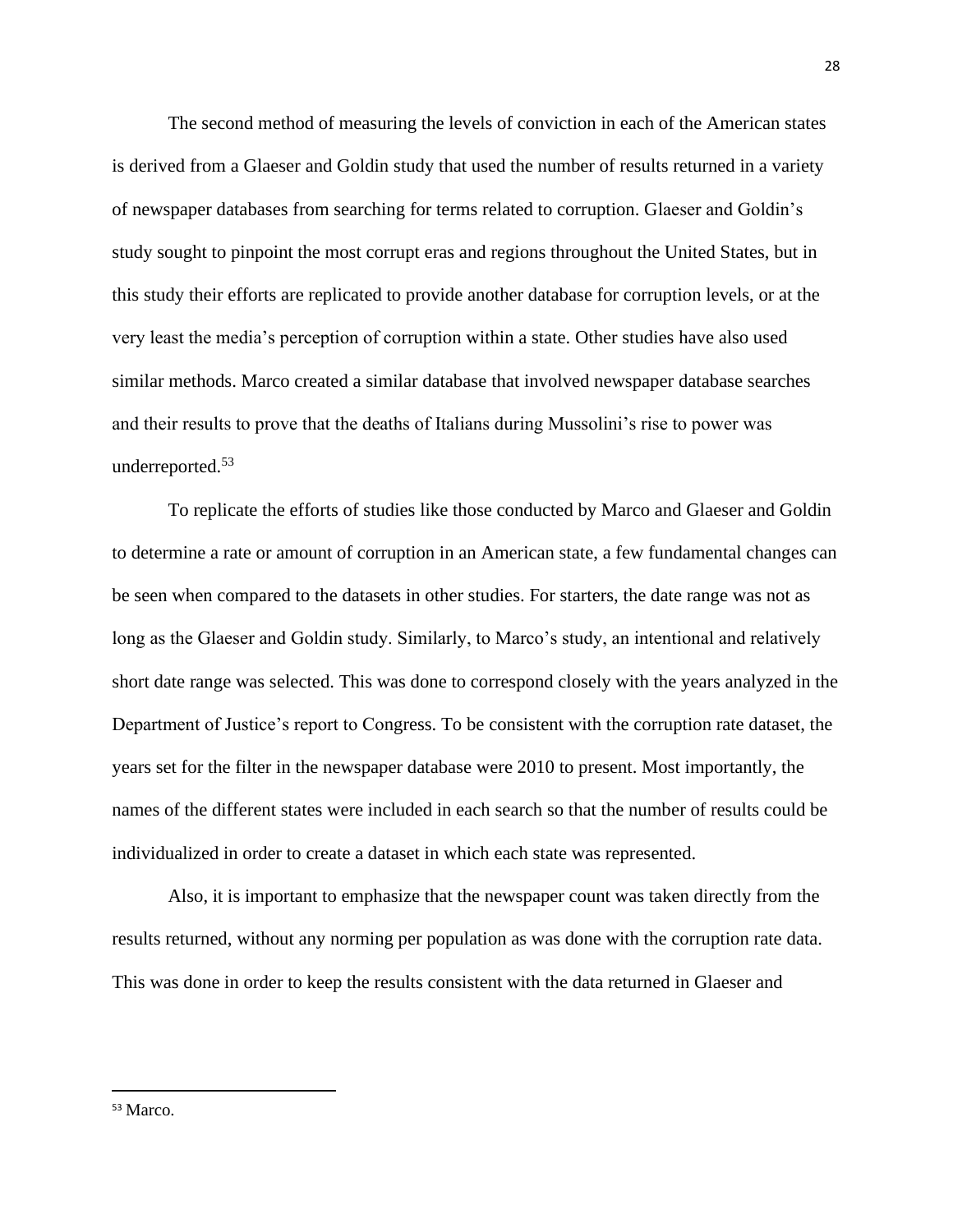The second method of measuring the levels of conviction in each of the American states is derived from a Glaeser and Goldin study that used the number of results returned in a variety of newspaper databases from searching for terms related to corruption. Glaeser and Goldin's study sought to pinpoint the most corrupt eras and regions throughout the United States, but in this study their efforts are replicated to provide another database for corruption levels, or at the very least the media's perception of corruption within a state. Other studies have also used similar methods. Marco created a similar database that involved newspaper database searches and their results to prove that the deaths of Italians during Mussolini's rise to power was underreported.[53]

To replicate the efforts of studies like those conducted by Marco and Glaeser and Goldin to determine a rate or amount of corruption in an American state, a few fundamental changes can be seen when compared to the datasets in other studies. For starters, the date range was not as long as the Glaeser and Goldin study. Similarly, to Marco's study, an intentional and relatively short date range was selected. This was done to correspond closely with the years analyzed in the Department of Justice's report to Congress. To be consistent with the corruption rate dataset, the years set for the filter in the newspaper database were 2010 to present. Most importantly, the names of the different states were included in each search so that the number of results could be individualized in order to create a dataset in which each state was represented.

Also, it is important to emphasize that the newspaper count was taken directly from the results returned, without any norming per population as was done with the corruption rate data. This was done in order to keep the results consistent with the data returned in Glaeser and

---

[53] Marco.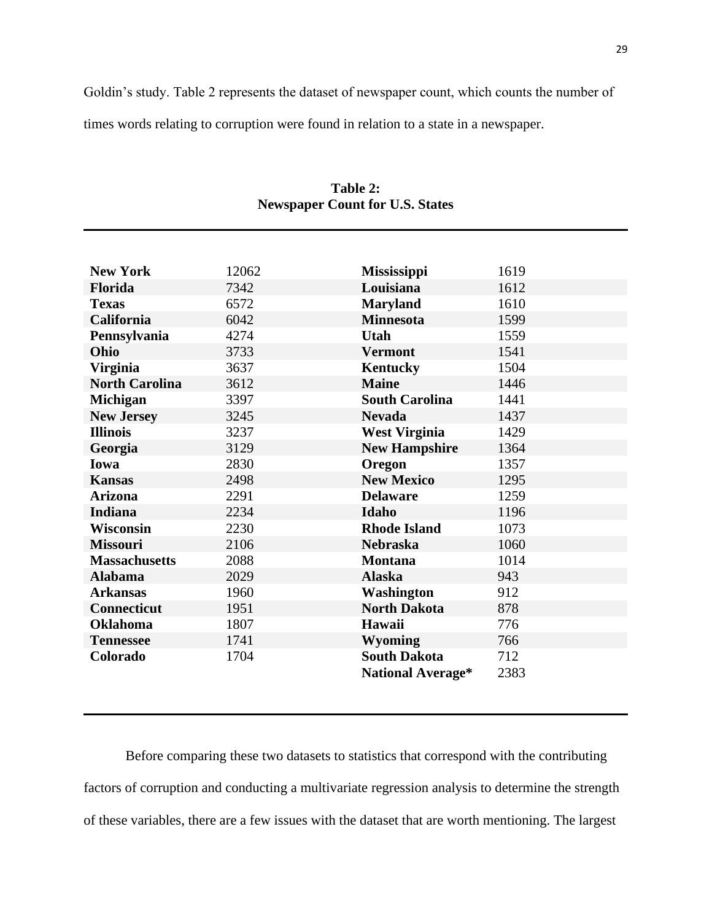Goldin's study. Table 2 represents the dataset of newspaper count, which counts the number of times words relating to corruption were found in relation to a state in a newspaper.

**Table 2:**
**Newspaper Count for U.S. States**

| | | | |
|---|---|---|---|
| **New York** | 12062 | **Mississippi** | 1619 |
| **Florida** | 7342 | **Louisiana** | 1612 |
| **Texas** | 6572 | **Maryland** | 1610 |
| **California** | 6042 | **Minnesota** | 1599 |
| **Pennsylvania** | 4274 | **Utah** | 1559 |
| **Ohio** | 3733 | **Vermont** | 1541 |
| **Virginia** | 3637 | **Kentucky** | 1504 |
| **North Carolina** | 3612 | **Maine** | 1446 |
| **Michigan** | 3397 | **South Carolina** | 1441 |
| **New Jersey** | 3245 | **Nevada** | 1437 |
| **Illinois** | 3237 | **West Virginia** | 1429 |
| **Georgia** | 3129 | **New Hampshire** | 1364 |
| **Iowa** | 2830 | **Oregon** | 1357 |
| **Kansas** | 2498 | **New Mexico** | 1295 |
| **Arizona** | 2291 | **Delaware** | 1259 |
| **Indiana** | 2234 | **Idaho** | 1196 |
| **Wisconsin** | 2230 | **Rhode Island** | 1073 |
| **Missouri** | 2106 | **Nebraska** | 1060 |
| **Massachusetts** | 2088 | **Montana** | 1014 |
| **Alabama** | 2029 | **Alaska** | 943 |
| **Arkansas** | 1960 | **Washington** | 912 |
| **Connecticut** | 1951 | **North Dakota** | 878 |
| **Oklahoma** | 1807 | **Hawaii** | 776 |
| **Tennessee** | 1741 | **Wyoming** | 766 |
| **Colorado** | 1704 | **South Dakota** | 712 |
| | | **National Average*** | 2383 |

Before comparing these two datasets to statistics that correspond with the contributing factors of corruption and conducting a multivariate regression analysis to determine the strength of these variables, there are a few issues with the dataset that are worth mentioning. The largest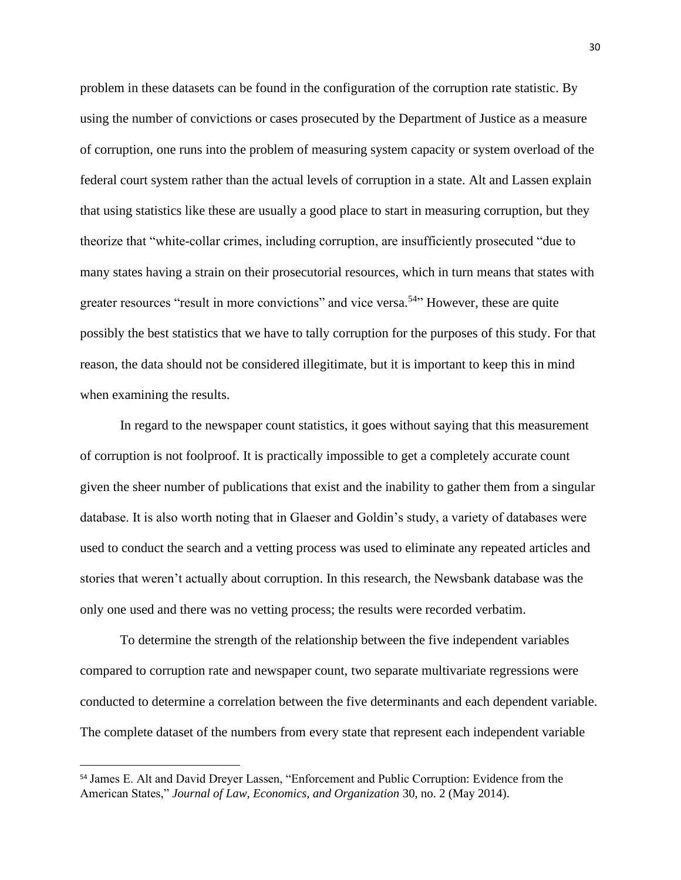problem in these datasets can be found in the configuration of the corruption rate statistic. By using the number of convictions or cases prosecuted by the Department of Justice as a measure of corruption, one runs into the problem of measuring system capacity or system overload of the federal court system rather than the actual levels of corruption in a state. Alt and Lassen explain that using statistics like these are usually a good place to start in measuring corruption, but they theorize that "white-collar crimes, including corruption, are insufficiently prosecuted "due to many states having a strain on their prosecutorial resources, which in turn means that states with greater resources "result in more convictions" and vice versa.[54]" However, these are quite possibly the best statistics that we have to tally corruption for the purposes of this study. For that reason, the data should not be considered illegitimate, but it is important to keep this in mind when examining the results.

In regard to the newspaper count statistics, it goes without saying that this measurement of corruption is not foolproof. It is practically impossible to get a completely accurate count given the sheer number of publications that exist and the inability to gather them from a singular database. It is also worth noting that in Glaeser and Goldin's study, a variety of databases were used to conduct the search and a vetting process was used to eliminate any repeated articles and stories that weren't actually about corruption. In this research, the Newsbank database was the only one used and there was no vetting process; the results were recorded verbatim.

To determine the strength of the relationship between the five independent variables compared to corruption rate and newspaper count, two separate multivariate regressions were conducted to determine a correlation between the five determinants and each dependent variable. The complete dataset of the numbers from every state that represent each independent variable

---

[54] James E. Alt and David Dreyer Lassen, "Enforcement and Public Corruption: Evidence from the American States," *Journal of Law, Economics, and Organization* 30, no. 2 (May 2014).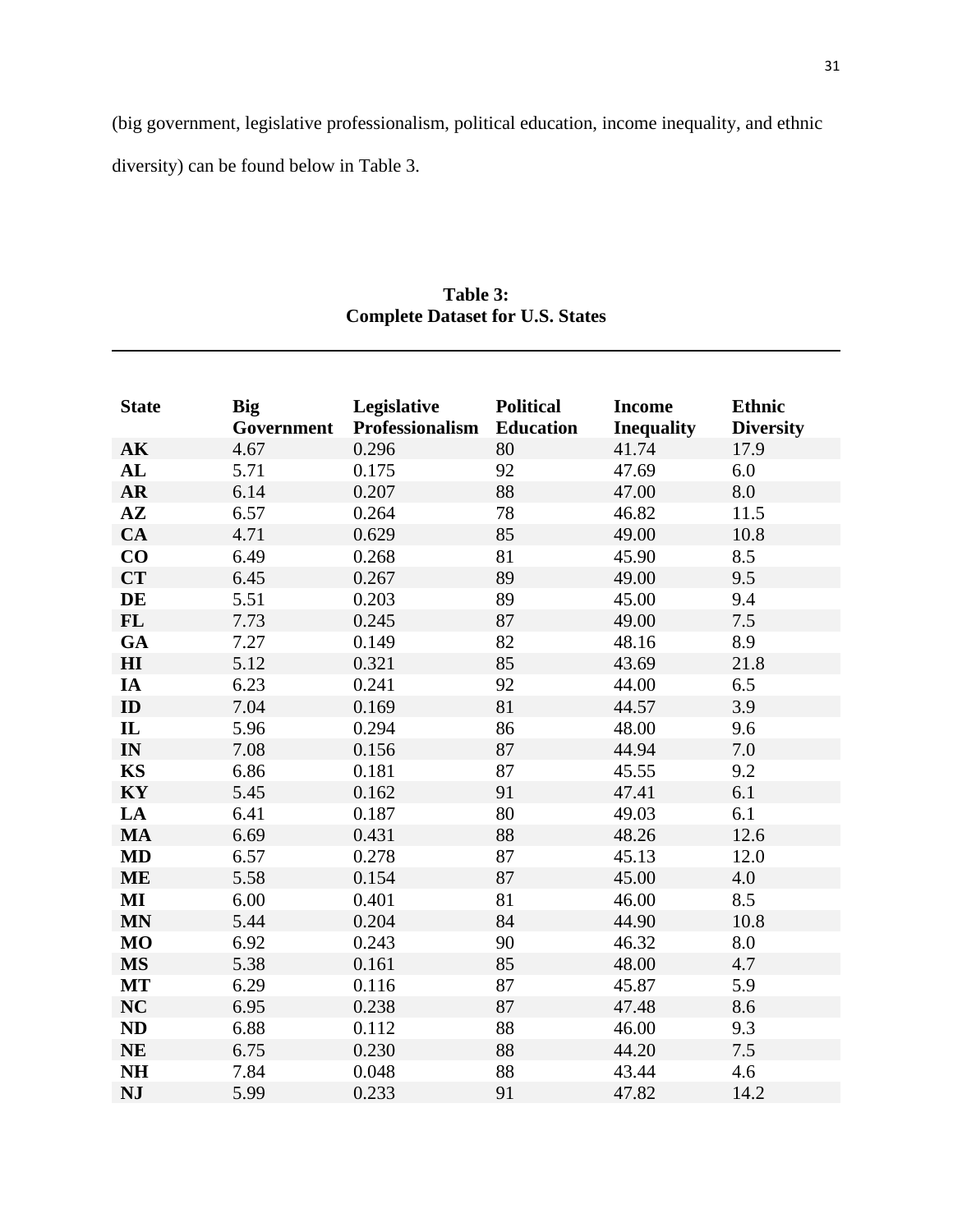(big government, legislative professionalism, political education, income inequality, and ethnic diversity) can be found below in Table 3.

**Table 3:**
**Complete Dataset for U.S. States**

| State | Big Government | Legislative Professionalism | Political Education | Income Inequality | Ethnic Diversity |
|---|---|---|---|---|---|
| **AK** | 4.67 | 0.296 | 80 | 41.74 | 17.9 |
| **AL** | 5.71 | 0.175 | 92 | 47.69 | 6.0 |
| **AR** | 6.14 | 0.207 | 88 | 47.00 | 8.0 |
| **AZ** | 6.57 | 0.264 | 78 | 46.82 | 11.5 |
| **CA** | 4.71 | 0.629 | 85 | 49.00 | 10.8 |
| **CO** | 6.49 | 0.268 | 81 | 45.90 | 8.5 |
| **CT** | 6.45 | 0.267 | 89 | 49.00 | 9.5 |
| **DE** | 5.51 | 0.203 | 89 | 45.00 | 9.4 |
| **FL** | 7.73 | 0.245 | 87 | 49.00 | 7.5 |
| **GA** | 7.27 | 0.149 | 82 | 48.16 | 8.9 |
| **HI** | 5.12 | 0.321 | 85 | 43.69 | 21.8 |
| **IA** | 6.23 | 0.241 | 92 | 44.00 | 6.5 |
| **ID** | 7.04 | 0.169 | 81 | 44.57 | 3.9 |
| **IL** | 5.96 | 0.294 | 86 | 48.00 | 9.6 |
| **IN** | 7.08 | 0.156 | 87 | 44.94 | 7.0 |
| **KS** | 6.86 | 0.181 | 87 | 45.55 | 9.2 |
| **KY** | 5.45 | 0.162 | 91 | 47.41 | 6.1 |
| **LA** | 6.41 | 0.187 | 80 | 49.03 | 6.1 |
| **MA** | 6.69 | 0.431 | 88 | 48.26 | 12.6 |
| **MD** | 6.57 | 0.278 | 87 | 45.13 | 12.0 |
| **ME** | 5.58 | 0.154 | 87 | 45.00 | 4.0 |
| **MI** | 6.00 | 0.401 | 81 | 46.00 | 8.5 |
| **MN** | 5.44 | 0.204 | 84 | 44.90 | 10.8 |
| **MO** | 6.92 | 0.243 | 90 | 46.32 | 8.0 |
| **MS** | 5.38 | 0.161 | 85 | 48.00 | 4.7 |
| **MT** | 6.29 | 0.116 | 87 | 45.87 | 5.9 |
| **NC** | 6.95 | 0.238 | 87 | 47.48 | 8.6 |
| **ND** | 6.88 | 0.112 | 88 | 46.00 | 9.3 |
| **NE** | 6.75 | 0.230 | 88 | 44.20 | 7.5 |
| **NH** | 7.84 | 0.048 | 88 | 43.44 | 4.6 |
| **NJ** | 5.99 | 0.233 | 91 | 47.82 | 14.2 |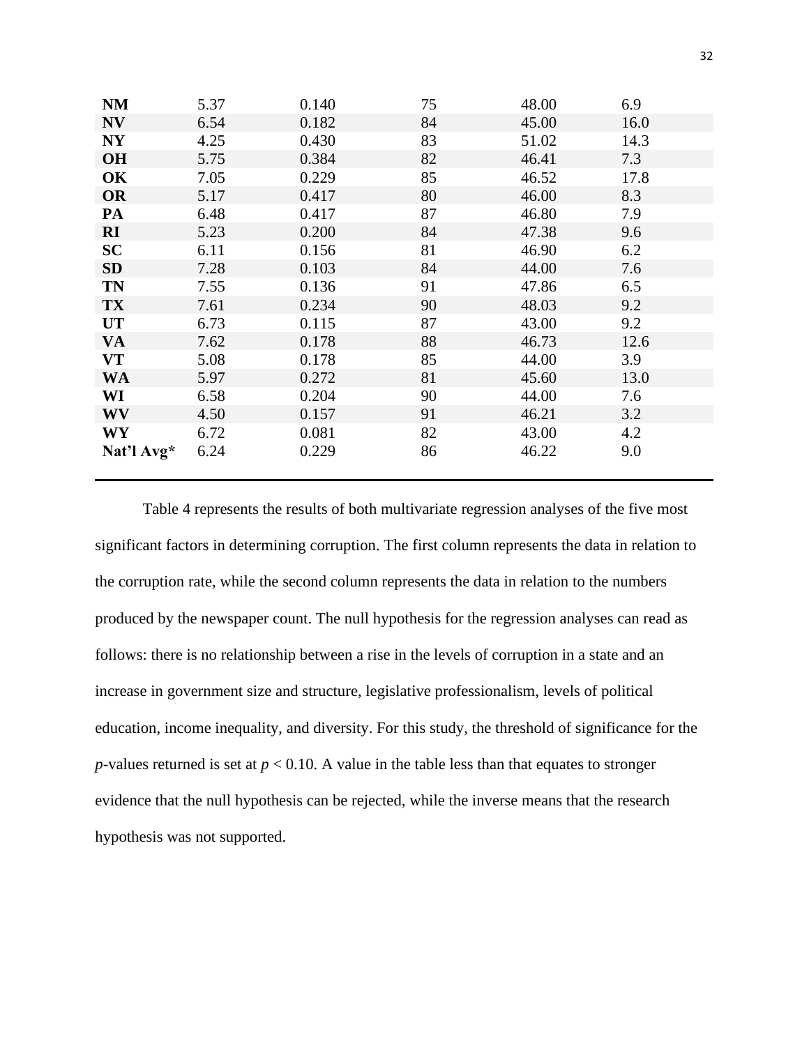| | | | | | |
|---|---|---|---|---|---|
| **NM** | 5.37 | 0.140 | 75 | 48.00 | 6.9 |
| **NV** | 6.54 | 0.182 | 84 | 45.00 | 16.0 |
| **NY** | 4.25 | 0.430 | 83 | 51.02 | 14.3 |
| **OH** | 5.75 | 0.384 | 82 | 46.41 | 7.3 |
| **OK** | 7.05 | 0.229 | 85 | 46.52 | 17.8 |
| **OR** | 5.17 | 0.417 | 80 | 46.00 | 8.3 |
| **PA** | 6.48 | 0.417 | 87 | 46.80 | 7.9 |
| **RI** | 5.23 | 0.200 | 84 | 47.38 | 9.6 |
| **SC** | 6.11 | 0.156 | 81 | 46.90 | 6.2 |
| **SD** | 7.28 | 0.103 | 84 | 44.00 | 7.6 |
| **TN** | 7.55 | 0.136 | 91 | 47.86 | 6.5 |
| **TX** | 7.61 | 0.234 | 90 | 48.03 | 9.2 |
| **UT** | 6.73 | 0.115 | 87 | 43.00 | 9.2 |
| **VA** | 7.62 | 0.178 | 88 | 46.73 | 12.6 |
| **VT** | 5.08 | 0.178 | 85 | 44.00 | 3.9 |
| **WA** | 5.97 | 0.272 | 81 | 45.60 | 13.0 |
| **WI** | 6.58 | 0.204 | 90 | 44.00 | 7.6 |
| **WV** | 4.50 | 0.157 | 91 | 46.21 | 3.2 |
| **WY** | 6.72 | 0.081 | 82 | 43.00 | 4.2 |
| **Nat'l Avg*** | 6.24 | 0.229 | 86 | 46.22 | 9.0 |

Table 4 represents the results of both multivariate regression analyses of the five most significant factors in determining corruption. The first column represents the data in relation to the corruption rate, while the second column represents the data in relation to the numbers produced by the newspaper count. The null hypothesis for the regression analyses can read as follows: there is no relationship between a rise in the levels of corruption in a state and an increase in government size and structure, legislative professionalism, levels of political education, income inequality, and diversity. For this study, the threshold of significance for the *p*-values returned is set at $p < 0.10$. A value in the table less than that equates to stronger evidence that the null hypothesis can be rejected, while the inverse means that the research hypothesis was not supported.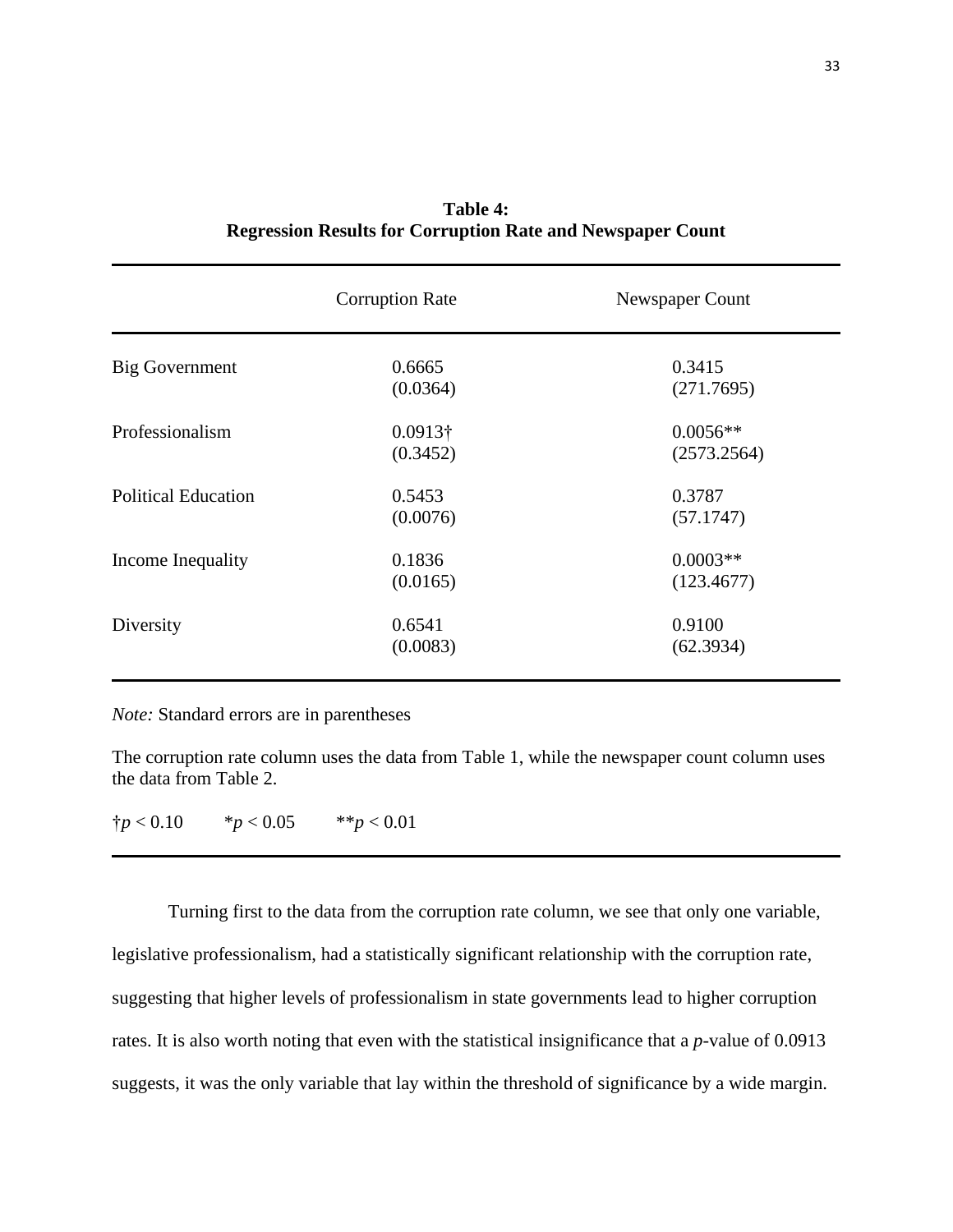**Table 4:**
**Regression Results for Corruption Rate and Newspaper Count**

| | Corruption Rate | Newspaper Count |
|---|---|---|
| Big Government | 0.6665<br>(0.0364) | 0.3415<br>(271.7695) |
| Professionalism | 0.0913†<br>(0.3452) | 0.0056**<br>(2573.2564) |
| Political Education | 0.5453<br>(0.0076) | 0.3787<br>(57.1747) |
| Income Inequality | 0.1836<br>(0.0165) | 0.0003**<br>(123.4677) |
| Diversity | 0.6541<br>(0.0083) | 0.9100<br>(62.3934) |

*Note:* Standard errors are in parentheses

The corruption rate column uses the data from Table 1, while the newspaper count column uses the data from Table 2.

†$p < 0.10$ *$p < 0.05$ **$p < 0.01$

Turning first to the data from the corruption rate column, we see that only one variable, legislative professionalism, had a statistically significant relationship with the corruption rate, suggesting that higher levels of professionalism in state governments lead to higher corruption rates. It is also worth noting that even with the statistical insignificance that a *p*-value of 0.0913 suggests, it was the only variable that lay within the threshold of significance by a wide margin.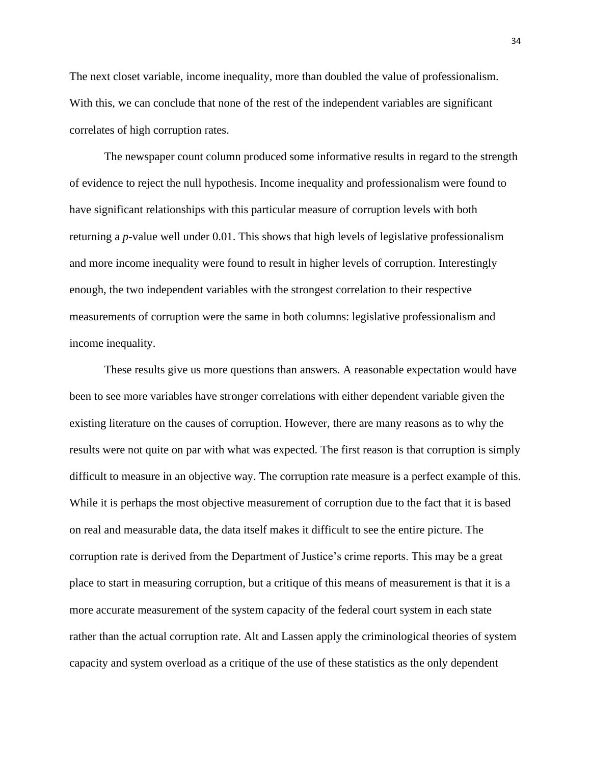The next closet variable, income inequality, more than doubled the value of professionalism. With this, we can conclude that none of the rest of the independent variables are significant correlates of high corruption rates.

The newspaper count column produced some informative results in regard to the strength of evidence to reject the null hypothesis. Income inequality and professionalism were found to have significant relationships with this particular measure of corruption levels with both returning a *p*-value well under 0.01. This shows that high levels of legislative professionalism and more income inequality were found to result in higher levels of corruption. Interestingly enough, the two independent variables with the strongest correlation to their respective measurements of corruption were the same in both columns: legislative professionalism and income inequality.

These results give us more questions than answers. A reasonable expectation would have been to see more variables have stronger correlations with either dependent variable given the existing literature on the causes of corruption. However, there are many reasons as to why the results were not quite on par with what was expected. The first reason is that corruption is simply difficult to measure in an objective way. The corruption rate measure is a perfect example of this. While it is perhaps the most objective measurement of corruption due to the fact that it is based on real and measurable data, the data itself makes it difficult to see the entire picture. The corruption rate is derived from the Department of Justice's crime reports. This may be a great place to start in measuring corruption, but a critique of this means of measurement is that it is a more accurate measurement of the system capacity of the federal court system in each state rather than the actual corruption rate. Alt and Lassen apply the criminological theories of system capacity and system overload as a critique of the use of these statistics as the only dependent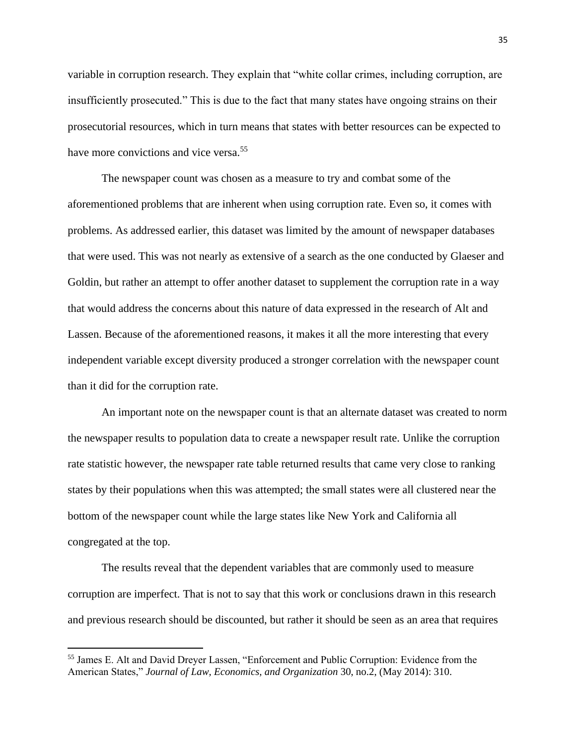variable in corruption research. They explain that "white collar crimes, including corruption, are insufficiently prosecuted." This is due to the fact that many states have ongoing strains on their prosecutorial resources, which in turn means that states with better resources can be expected to have more convictions and vice versa.[55]

The newspaper count was chosen as a measure to try and combat some of the aforementioned problems that are inherent when using corruption rate. Even so, it comes with problems. As addressed earlier, this dataset was limited by the amount of newspaper databases that were used. This was not nearly as extensive of a search as the one conducted by Glaeser and Goldin, but rather an attempt to offer another dataset to supplement the corruption rate in a way that would address the concerns about this nature of data expressed in the research of Alt and Lassen. Because of the aforementioned reasons, it makes it all the more interesting that every independent variable except diversity produced a stronger correlation with the newspaper count than it did for the corruption rate.

An important note on the newspaper count is that an alternate dataset was created to norm the newspaper results to population data to create a newspaper result rate. Unlike the corruption rate statistic however, the newspaper rate table returned results that came very close to ranking states by their populations when this was attempted; the small states were all clustered near the bottom of the newspaper count while the large states like New York and California all congregated at the top.

The results reveal that the dependent variables that are commonly used to measure corruption are imperfect. That is not to say that this work or conclusions drawn in this research and previous research should be discounted, but rather it should be seen as an area that requires

---

[55] James E. Alt and David Dreyer Lassen, "Enforcement and Public Corruption: Evidence from the American States," *Journal of Law, Economics, and Organization* 30, no.2, (May 2014): 310.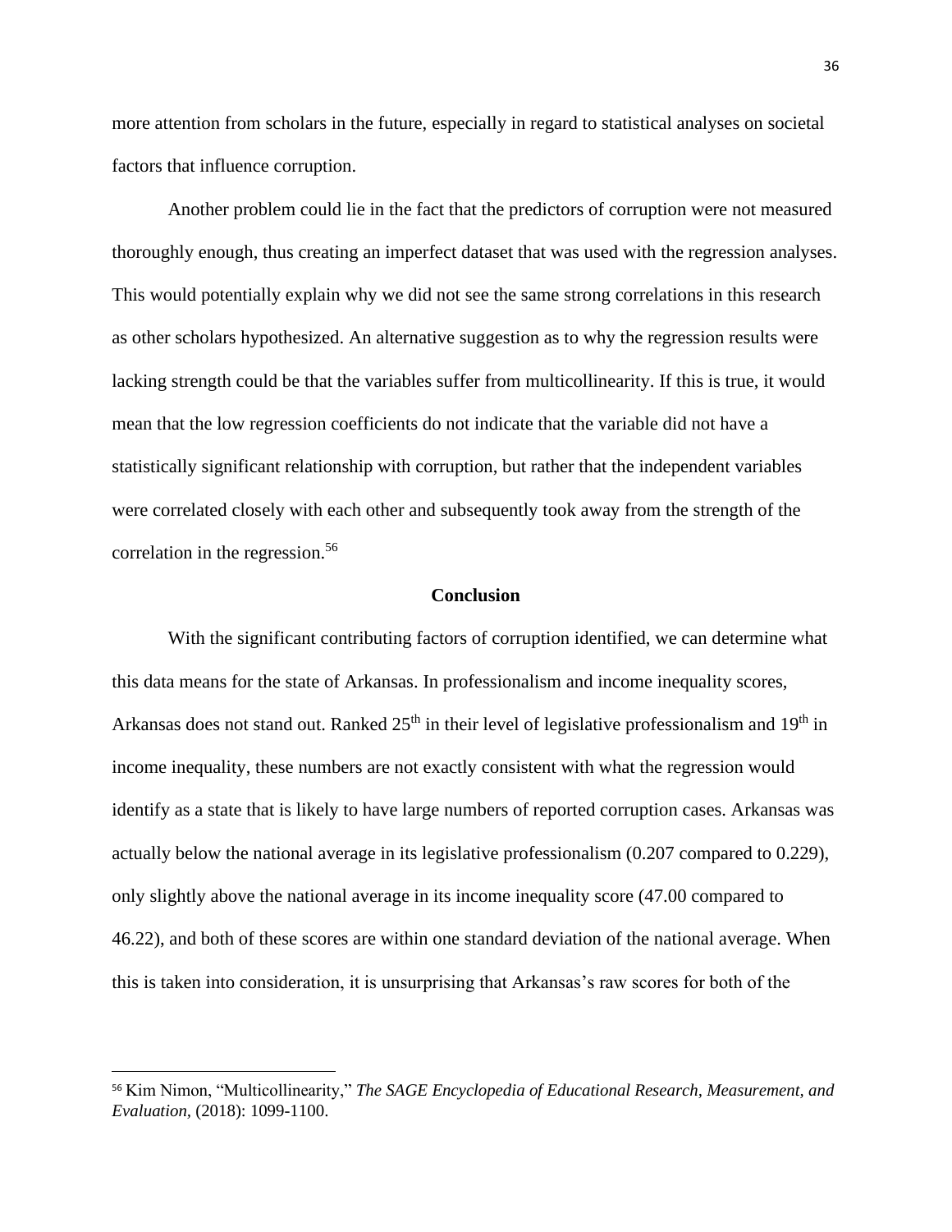more attention from scholars in the future, especially in regard to statistical analyses on societal factors that influence corruption.

Another problem could lie in the fact that the predictors of corruption were not measured thoroughly enough, thus creating an imperfect dataset that was used with the regression analyses. This would potentially explain why we did not see the same strong correlations in this research as other scholars hypothesized. An alternative suggestion as to why the regression results were lacking strength could be that the variables suffer from multicollinearity. If this is true, it would mean that the low regression coefficients do not indicate that the variable did not have a statistically significant relationship with corruption, but rather that the independent variables were correlated closely with each other and subsequently took away from the strength of the correlation in the regression.[56]

## Conclusion

With the significant contributing factors of corruption identified, we can determine what this data means for the state of Arkansas. In professionalism and income inequality scores, Arkansas does not stand out. Ranked 25th in their level of legislative professionalism and 19th in income inequality, these numbers are not exactly consistent with what the regression would identify as a state that is likely to have large numbers of reported corruption cases. Arkansas was actually below the national average in its legislative professionalism (0.207 compared to 0.229), only slightly above the national average in its income inequality score (47.00 compared to 46.22), and both of these scores are within one standard deviation of the national average. When this is taken into consideration, it is unsurprising that Arkansas's raw scores for both of the

---

[56] Kim Nimon, "Multicollinearity," *The SAGE Encyclopedia of Educational Research, Measurement, and Evaluation,* (2018): 1099-1100.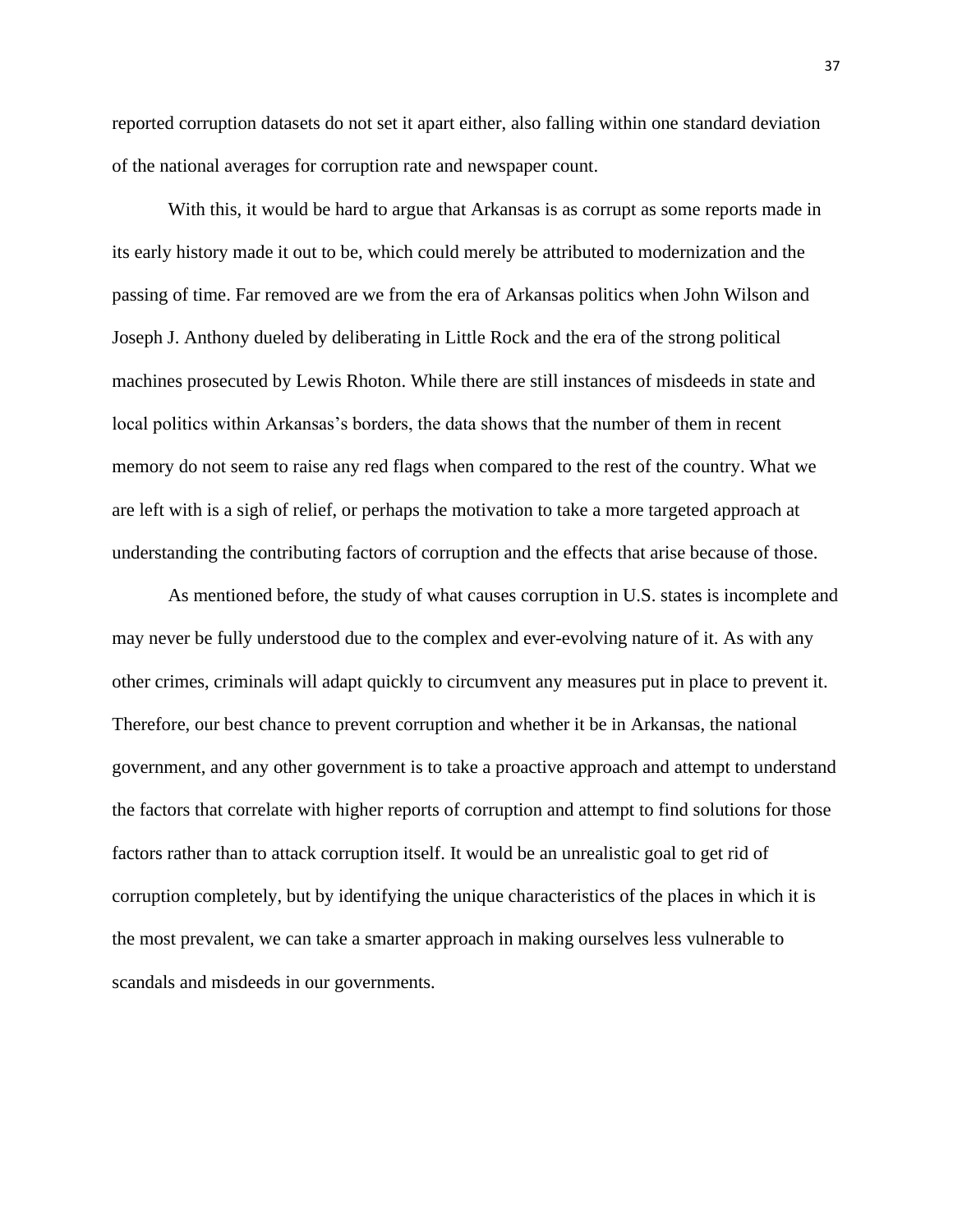reported corruption datasets do not set it apart either, also falling within one standard deviation of the national averages for corruption rate and newspaper count.

With this, it would be hard to argue that Arkansas is as corrupt as some reports made in its early history made it out to be, which could merely be attributed to modernization and the passing of time. Far removed are we from the era of Arkansas politics when John Wilson and Joseph J. Anthony dueled by deliberating in Little Rock and the era of the strong political machines prosecuted by Lewis Rhoton. While there are still instances of misdeeds in state and local politics within Arkansas's borders, the data shows that the number of them in recent memory do not seem to raise any red flags when compared to the rest of the country. What we are left with is a sigh of relief, or perhaps the motivation to take a more targeted approach at understanding the contributing factors of corruption and the effects that arise because of those.

As mentioned before, the study of what causes corruption in U.S. states is incomplete and may never be fully understood due to the complex and ever-evolving nature of it. As with any other crimes, criminals will adapt quickly to circumvent any measures put in place to prevent it. Therefore, our best chance to prevent corruption and whether it be in Arkansas, the national government, and any other government is to take a proactive approach and attempt to understand the factors that correlate with higher reports of corruption and attempt to find solutions for those factors rather than to attack corruption itself. It would be an unrealistic goal to get rid of corruption completely, but by identifying the unique characteristics of the places in which it is the most prevalent, we can take a smarter approach in making ourselves less vulnerable to scandals and misdeeds in our governments.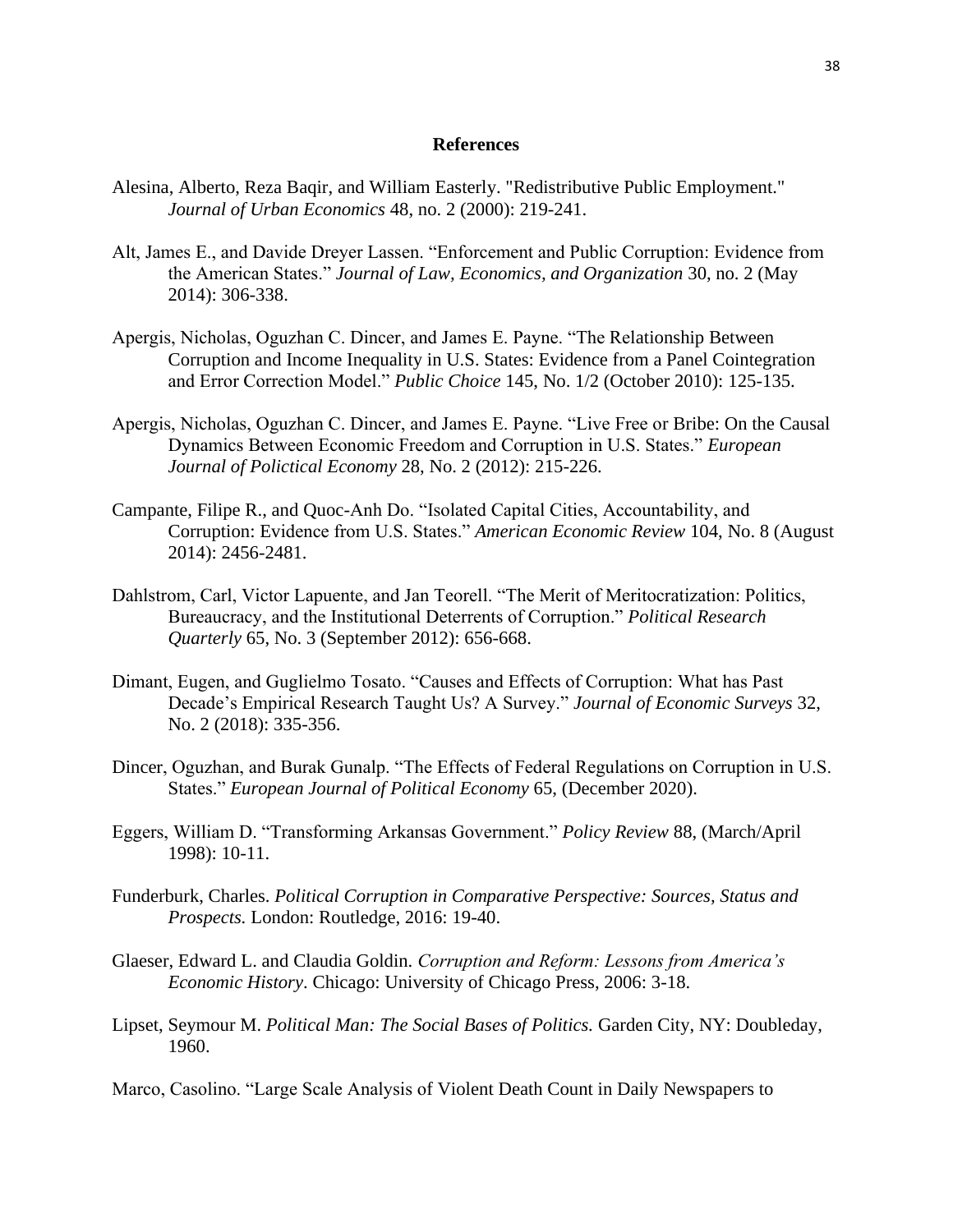## References

Alesina, Alberto, Reza Baqir, and William Easterly. "Redistributive Public Employment." *Journal of Urban Economics* 48, no. 2 (2000): 219-241.

Alt, James E., and Davide Dreyer Lassen. "Enforcement and Public Corruption: Evidence from the American States." *Journal of Law, Economics, and Organization* 30, no. 2 (May 2014): 306-338.

Apergis, Nicholas, Oguzhan C. Dincer, and James E. Payne. "The Relationship Between Corruption and Income Inequality in U.S. States: Evidence from a Panel Cointegration and Error Correction Model." *Public Choice* 145, No. 1/2 (October 2010): 125-135.

Apergis, Nicholas, Oguzhan C. Dincer, and James E. Payne. "Live Free or Bribe: On the Causal Dynamics Between Economic Freedom and Corruption in U.S. States." *European Journal of Polictical Economy* 28, No. 2 (2012): 215-226.

Campante, Filipe R., and Quoc-Anh Do. "Isolated Capital Cities, Accountability, and Corruption: Evidence from U.S. States." *American Economic Review* 104, No. 8 (August 2014): 2456-2481.

Dahlstrom, Carl, Victor Lapuente, and Jan Teorell. "The Merit of Meritocratization: Politics, Bureaucracy, and the Institutional Deterrents of Corruption." *Political Research Quarterly* 65, No. 3 (September 2012): 656-668.

Dimant, Eugen, and Guglielmo Tosato. "Causes and Effects of Corruption: What has Past Decade's Empirical Research Taught Us? A Survey." *Journal of Economic Surveys* 32, No. 2 (2018): 335-356.

Dincer, Oguzhan, and Burak Gunalp. "The Effects of Federal Regulations on Corruption in U.S. States." *European Journal of Political Economy* 65, (December 2020).

Eggers, William D. "Transforming Arkansas Government." *Policy Review* 88, (March/April 1998): 10-11.

Funderburk, Charles. *Political Corruption in Comparative Perspective: Sources, Status and Prospects.* London: Routledge, 2016: 19-40.

Glaeser, Edward L. and Claudia Goldin. *Corruption and Reform: Lessons from America's Economic History*. Chicago: University of Chicago Press, 2006: 3-18.

Lipset, Seymour M. *Political Man: The Social Bases of Politics.* Garden City, NY: Doubleday, 1960.

Marco, Casolino. "Large Scale Analysis of Violent Death Count in Daily Newspapers to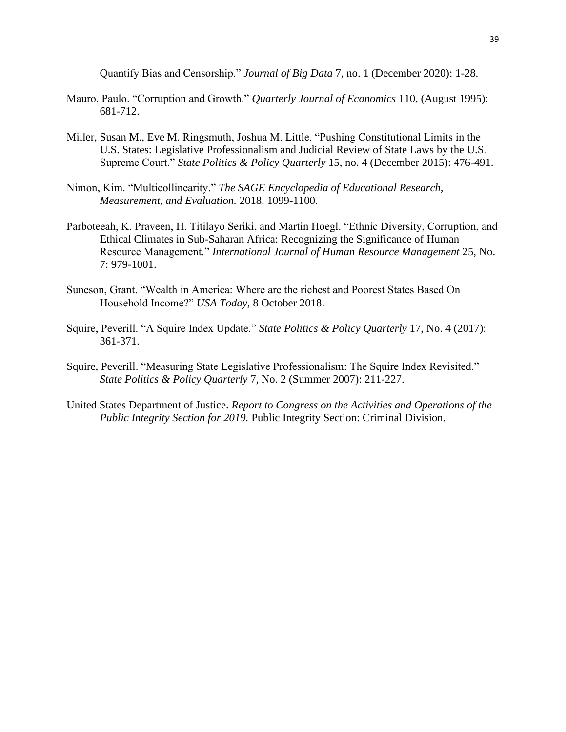Quantify Bias and Censorship." *Journal of Big Data* 7, no. 1 (December 2020): 1-28.

Mauro, Paulo. "Corruption and Growth." *Quarterly Journal of Economics* 110, (August 1995): 681-712.

Miller, Susan M., Eve M. Ringsmuth, Joshua M. Little. "Pushing Constitutional Limits in the U.S. States: Legislative Professionalism and Judicial Review of State Laws by the U.S. Supreme Court." *State Politics & Policy Quarterly* 15, no. 4 (December 2015): 476-491.

Nimon, Kim. "Multicollinearity." *The SAGE Encyclopedia of Educational Research, Measurement, and Evaluation.* 2018. 1099-1100.

Parboteeah, K. Praveen, H. Titilayo Seriki, and Martin Hoegl. "Ethnic Diversity, Corruption, and Ethical Climates in Sub-Saharan Africa: Recognizing the Significance of Human Resource Management." *International Journal of Human Resource Management* 25, No. 7: 979-1001.

Suneson, Grant. "Wealth in America: Where are the richest and Poorest States Based On Household Income?" *USA Today,* 8 October 2018.

Squire, Peverill. "A Squire Index Update." *State Politics & Policy Quarterly* 17, No. 4 (2017): 361-371.

Squire, Peverill. "Measuring State Legislative Professionalism: The Squire Index Revisited." *State Politics & Policy Quarterly* 7, No. 2 (Summer 2007): 211-227.

United States Department of Justice. *Report to Congress on the Activities and Operations of the Public Integrity Section for 2019.* Public Integrity Section: Criminal Division.